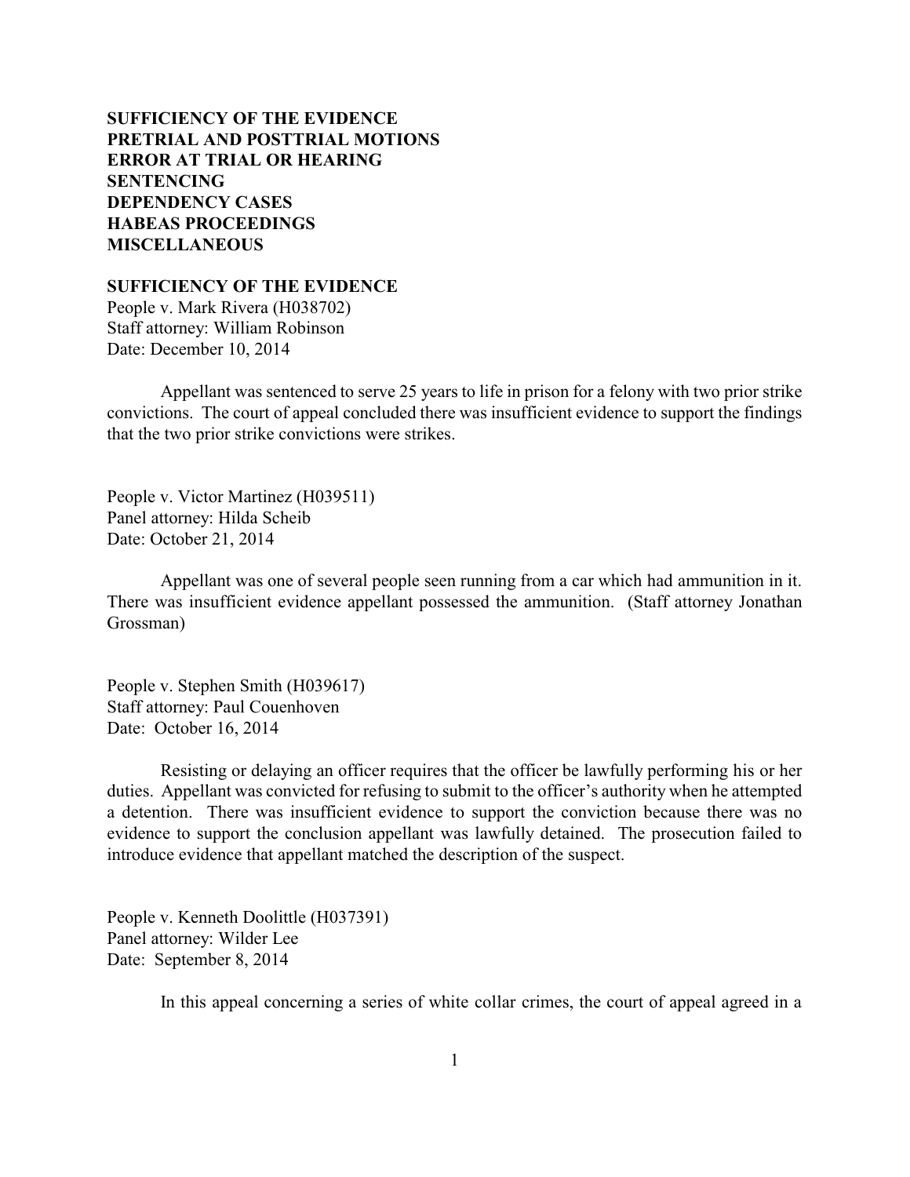**SUFFICIENCY OF THE EVIDENCE**
**PRETRIAL AND POSTTRIAL MOTIONS**
**ERROR AT TRIAL OR HEARING**
**SENTENCING**
**DEPENDENCY CASES**
**HABEAS PROCEEDINGS**
**MISCELLANEOUS**

## SUFFICIENCY OF THE EVIDENCE

People v. Mark Rivera (H038702)
Staff attorney: William Robinson
Date: December 10, 2014

Appellant was sentenced to serve 25 years to life in prison for a felony with two prior strike convictions. The court of appeal concluded there was insufficient evidence to support the findings that the two prior strike convictions were strikes.

People v. Victor Martinez (H039511)
Panel attorney: Hilda Scheib
Date: October 21, 2014

Appellant was one of several people seen running from a car which had ammunition in it. There was insufficient evidence appellant possessed the ammunition. (Staff attorney Jonathan Grossman)

People v. Stephen Smith (H039617)
Staff attorney: Paul Couenhoven
Date: October 16, 2014

Resisting or delaying an officer requires that the officer be lawfully performing his or her duties. Appellant was convicted for refusing to submit to the officer's authority when he attempted a detention. There was insufficient evidence to support the conviction because there was no evidence to support the conclusion appellant was lawfully detained. The prosecution failed to introduce evidence that appellant matched the description of the suspect.

People v. Kenneth Doolittle (H037391)
Panel attorney: Wilder Lee
Date: September 8, 2014

In this appeal concerning a series of white collar crimes, the court of appeal agreed in a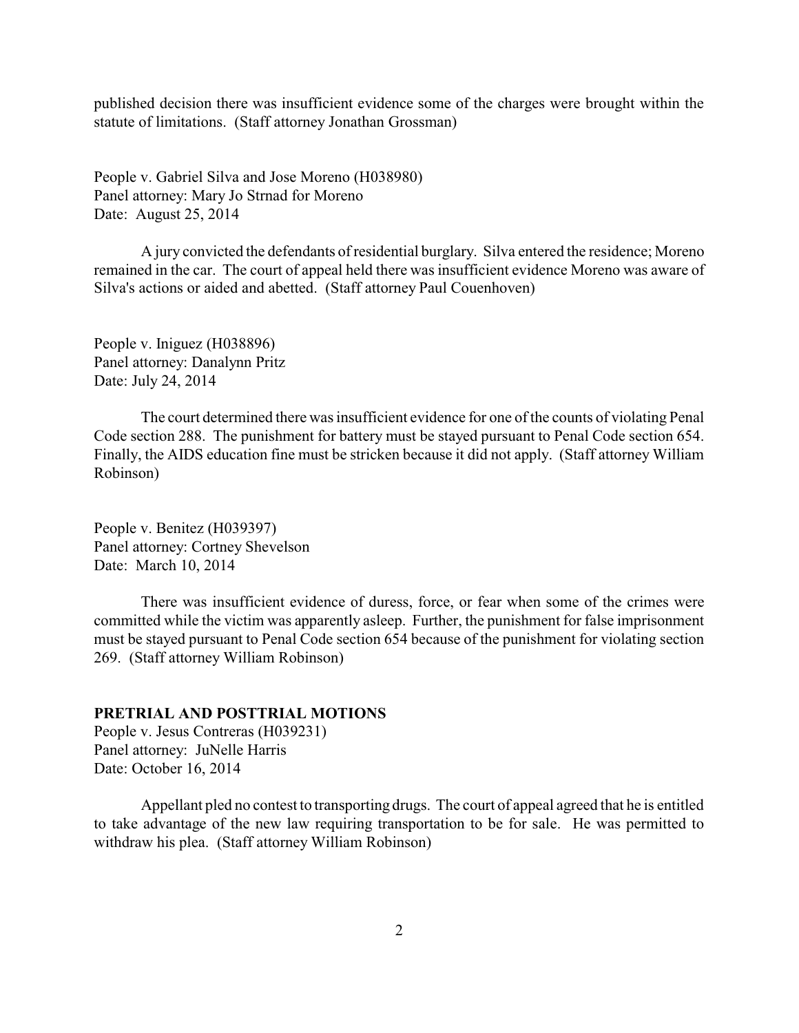published decision there was insufficient evidence some of the charges were brought within the statute of limitations. (Staff attorney Jonathan Grossman)

People v. Gabriel Silva and Jose Moreno (H038980)
Panel attorney: Mary Jo Strnad for Moreno
Date: August 25, 2014

A jury convicted the defendants of residential burglary. Silva entered the residence; Moreno remained in the car. The court of appeal held there was insufficient evidence Moreno was aware of Silva's actions or aided and abetted. (Staff attorney Paul Couenhoven)

People v. Iniguez (H038896)
Panel attorney: Danalynn Pritz
Date: July 24, 2014

The court determined there was insufficient evidence for one of the counts of violating Penal Code section 288. The punishment for battery must be stayed pursuant to Penal Code section 654. Finally, the AIDS education fine must be stricken because it did not apply. (Staff attorney William Robinson)

People v. Benitez (H039397)
Panel attorney: Cortney Shevelson
Date: March 10, 2014

There was insufficient evidence of duress, force, or fear when some of the crimes were committed while the victim was apparently asleep. Further, the punishment for false imprisonment must be stayed pursuant to Penal Code section 654 because of the punishment for violating section 269. (Staff attorney William Robinson)

## PRETRIAL AND POSTTRIAL MOTIONS

People v. Jesus Contreras (H039231)
Panel attorney: JuNelle Harris
Date: October 16, 2014

Appellant pled no contest to transporting drugs. The court of appeal agreed that he is entitled to take advantage of the new law requiring transportation to be for sale. He was permitted to withdraw his plea. (Staff attorney William Robinson)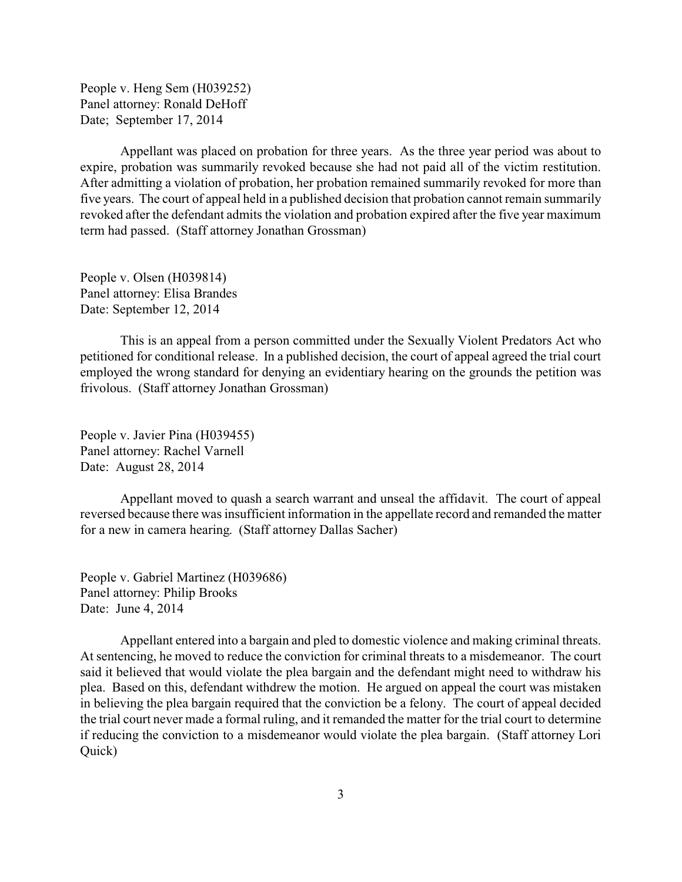People v. Heng Sem (H039252)
Panel attorney: Ronald DeHoff
Date; September 17, 2014

Appellant was placed on probation for three years. As the three year period was about to expire, probation was summarily revoked because she had not paid all of the victim restitution. After admitting a violation of probation, her probation remained summarily revoked for more than five years. The court of appeal held in a published decision that probation cannot remain summarily revoked after the defendant admits the violation and probation expired after the five year maximum term had passed. (Staff attorney Jonathan Grossman)

People v. Olsen (H039814)
Panel attorney: Elisa Brandes
Date: September 12, 2014

This is an appeal from a person committed under the Sexually Violent Predators Act who petitioned for conditional release. In a published decision, the court of appeal agreed the trial court employed the wrong standard for denying an evidentiary hearing on the grounds the petition was frivolous. (Staff attorney Jonathan Grossman)

People v. Javier Pina (H039455)
Panel attorney: Rachel Varnell
Date: August 28, 2014

Appellant moved to quash a search warrant and unseal the affidavit. The court of appeal reversed because there was insufficient information in the appellate record and remanded the matter for a new in camera hearing. (Staff attorney Dallas Sacher)

People v. Gabriel Martinez (H039686)
Panel attorney: Philip Brooks
Date: June 4, 2014

Appellant entered into a bargain and pled to domestic violence and making criminal threats. At sentencing, he moved to reduce the conviction for criminal threats to a misdemeanor. The court said it believed that would violate the plea bargain and the defendant might need to withdraw his plea. Based on this, defendant withdrew the motion. He argued on appeal the court was mistaken in believing the plea bargain required that the conviction be a felony. The court of appeal decided the trial court never made a formal ruling, and it remanded the matter for the trial court to determine if reducing the conviction to a misdemeanor would violate the plea bargain. (Staff attorney Lori Quick)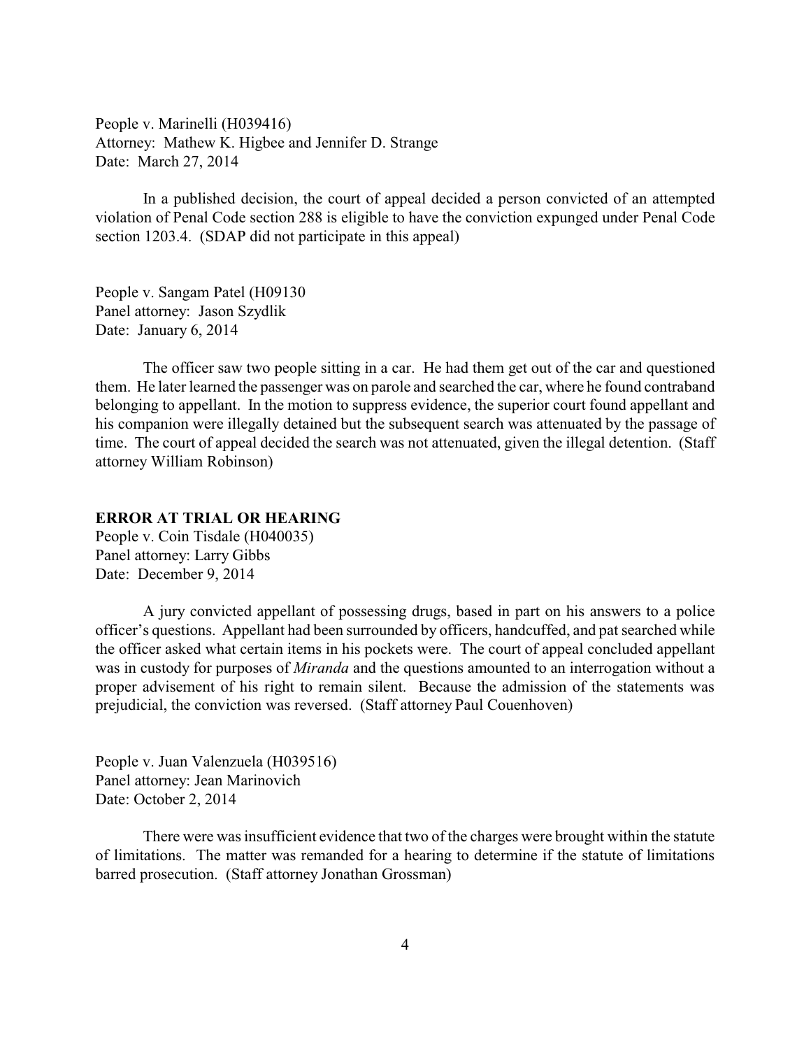People v. Marinelli (H039416)
Attorney: Mathew K. Higbee and Jennifer D. Strange
Date: March 27, 2014

In a published decision, the court of appeal decided a person convicted of an attempted violation of Penal Code section 288 is eligible to have the conviction expunged under Penal Code section 1203.4. (SDAP did not participate in this appeal)

People v. Sangam Patel (H09130
Panel attorney: Jason Szydlik
Date: January 6, 2014

The officer saw two people sitting in a car. He had them get out of the car and questioned them. He later learned the passenger was on parole and searched the car, where he found contraband belonging to appellant. In the motion to suppress evidence, the superior court found appellant and his companion were illegally detained but the subsequent search was attenuated by the passage of time. The court of appeal decided the search was not attenuated, given the illegal detention. (Staff attorney William Robinson)

**ERROR AT TRIAL OR HEARING**

People v. Coin Tisdale (H040035)
Panel attorney: Larry Gibbs
Date: December 9, 2014

A jury convicted appellant of possessing drugs, based in part on his answers to a police officer's questions. Appellant had been surrounded by officers, handcuffed, and pat searched while the officer asked what certain items in his pockets were. The court of appeal concluded appellant was in custody for purposes of *Miranda* and the questions amounted to an interrogation without a proper advisement of his right to remain silent. Because the admission of the statements was prejudicial, the conviction was reversed. (Staff attorney Paul Couenhoven)

People v. Juan Valenzuela (H039516)
Panel attorney: Jean Marinovich
Date: October 2, 2014

There were was insufficient evidence that two of the charges were brought within the statute of limitations. The matter was remanded for a hearing to determine if the statute of limitations barred prosecution. (Staff attorney Jonathan Grossman)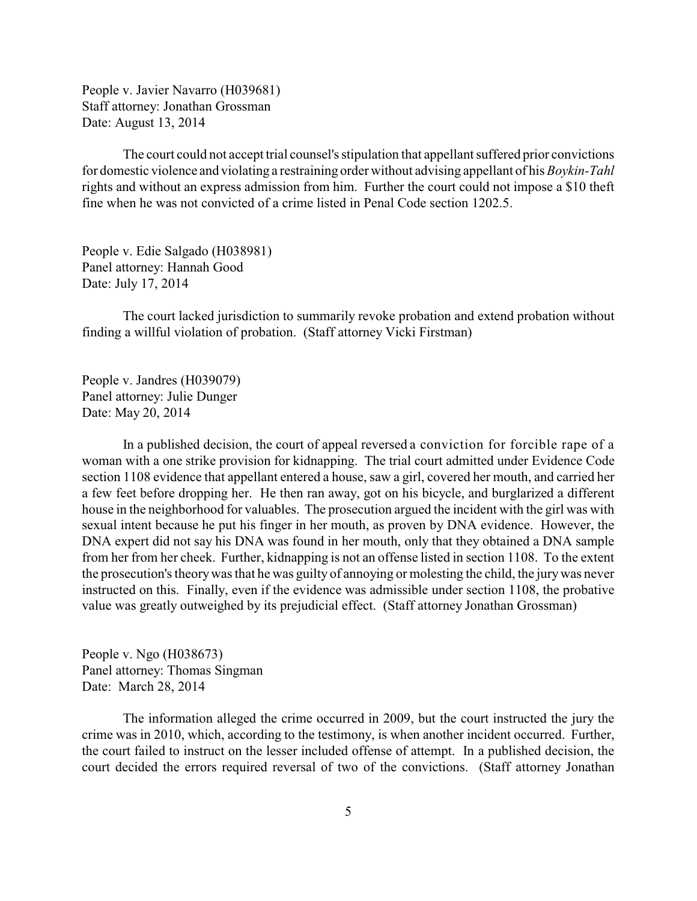People v. Javier Navarro (H039681)
Staff attorney: Jonathan Grossman
Date: August 13, 2014

The court could not accept trial counsel's stipulation that appellant suffered prior convictions for domestic violence and violating a restraining order without advising appellant of his *Boykin-Tahl* rights and without an express admission from him. Further the court could not impose a $10 theft fine when he was not convicted of a crime listed in Penal Code section 1202.5.

People v. Edie Salgado (H038981)
Panel attorney: Hannah Good
Date: July 17, 2014

The court lacked jurisdiction to summarily revoke probation and extend probation without finding a willful violation of probation. (Staff attorney Vicki Firstman)

People v. Jandres (H039079)
Panel attorney: Julie Dunger
Date: May 20, 2014

In a published decision, the court of appeal reversed a conviction for forcible rape of a woman with a one strike provision for kidnapping. The trial court admitted under Evidence Code section 1108 evidence that appellant entered a house, saw a girl, covered her mouth, and carried her a few feet before dropping her. He then ran away, got on his bicycle, and burglarized a different house in the neighborhood for valuables. The prosecution argued the incident with the girl was with sexual intent because he put his finger in her mouth, as proven by DNA evidence. However, the DNA expert did not say his DNA was found in her mouth, only that they obtained a DNA sample from her from her cheek. Further, kidnapping is not an offense listed in section 1108. To the extent the prosecution's theory was that he was guilty of annoying or molesting the child, the jury was never instructed on this. Finally, even if the evidence was admissible under section 1108, the probative value was greatly outweighed by its prejudicial effect. (Staff attorney Jonathan Grossman)

People v. Ngo (H038673)
Panel attorney: Thomas Singman
Date: March 28, 2014

The information alleged the crime occurred in 2009, but the court instructed the jury the crime was in 2010, which, according to the testimony, is when another incident occurred. Further, the court failed to instruct on the lesser included offense of attempt. In a published decision, the court decided the errors required reversal of two of the convictions. (Staff attorney Jonathan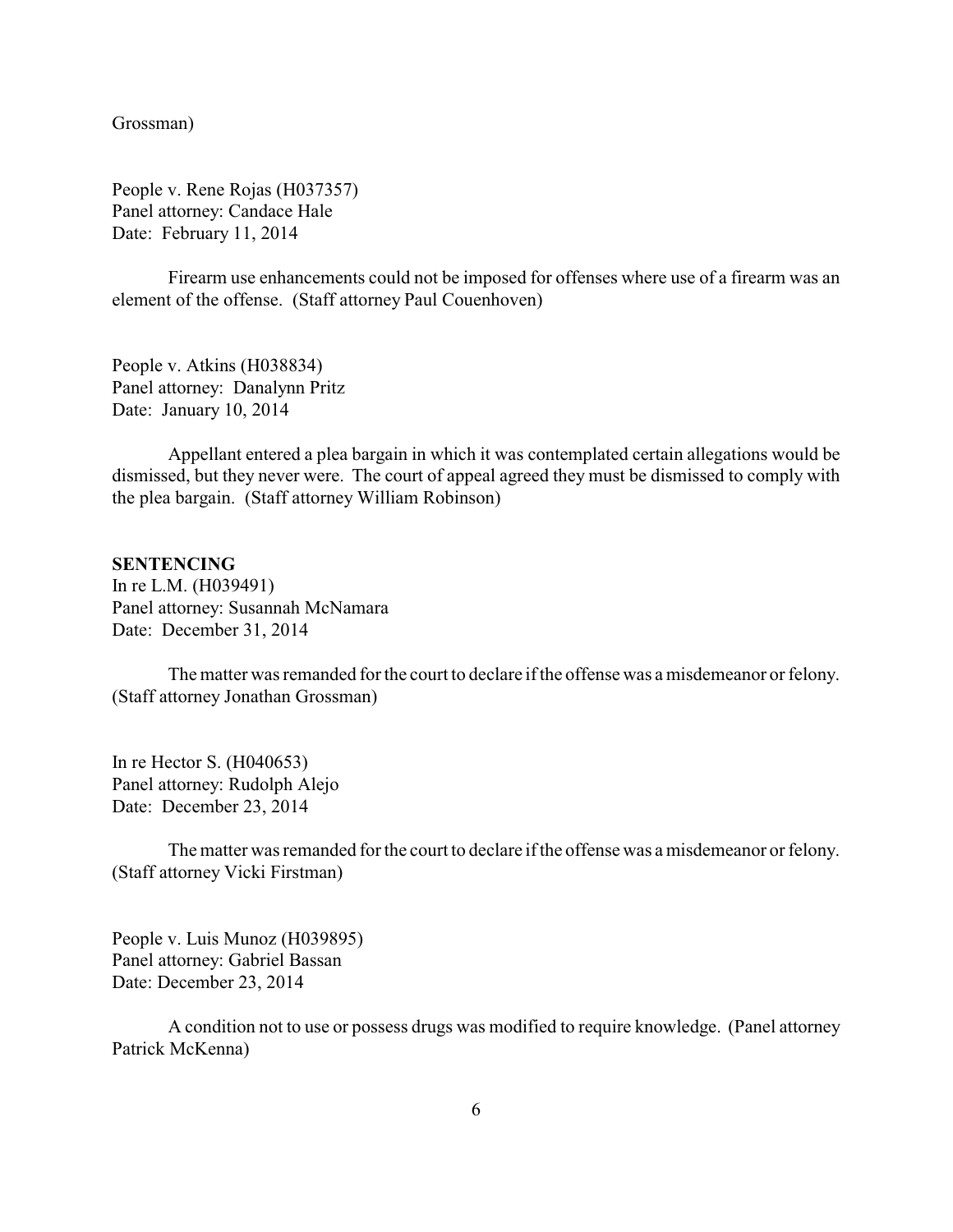Grossman)

People v. Rene Rojas (H037357)
Panel attorney: Candace Hale
Date: February 11, 2014

Firearm use enhancements could not be imposed for offenses where use of a firearm was an element of the offense. (Staff attorney Paul Couenhoven)

People v. Atkins (H038834)
Panel attorney: Danalynn Pritz
Date: January 10, 2014

Appellant entered a plea bargain in which it was contemplated certain allegations would be dismissed, but they never were. The court of appeal agreed they must be dismissed to comply with the plea bargain. (Staff attorney William Robinson)

**SENTENCING**

In re L.M. (H039491)
Panel attorney: Susannah McNamara
Date: December 31, 2014

The matter was remanded for the court to declare if the offense was a misdemeanor or felony. (Staff attorney Jonathan Grossman)

In re Hector S. (H040653)
Panel attorney: Rudolph Alejo
Date: December 23, 2014

The matter was remanded for the court to declare if the offense was a misdemeanor or felony. (Staff attorney Vicki Firstman)

People v. Luis Munoz (H039895)
Panel attorney: Gabriel Bassan
Date: December 23, 2014

A condition not to use or possess drugs was modified to require knowledge. (Panel attorney Patrick McKenna)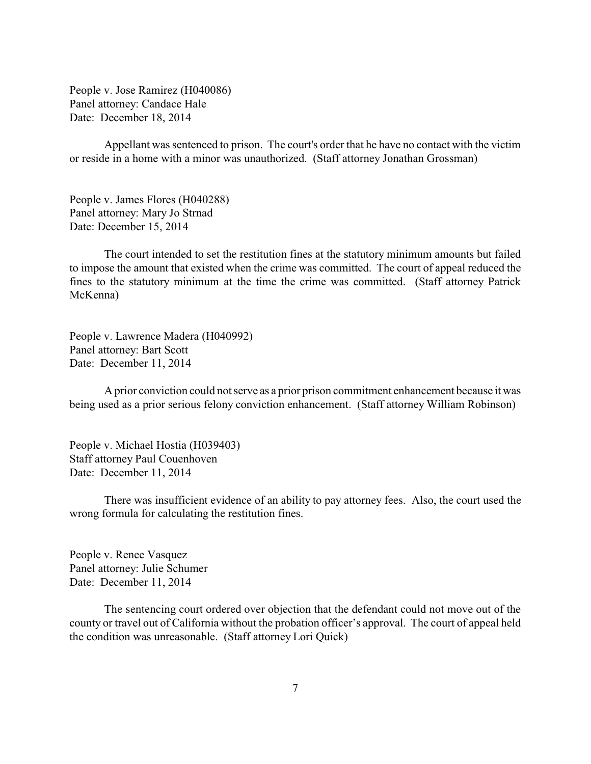People v. Jose Ramirez (H040086)
Panel attorney: Candace Hale
Date: December 18, 2014

Appellant was sentenced to prison. The court's order that he have no contact with the victim or reside in a home with a minor was unauthorized. (Staff attorney Jonathan Grossman)

People v. James Flores (H040288)
Panel attorney: Mary Jo Strnad
Date: December 15, 2014

The court intended to set the restitution fines at the statutory minimum amounts but failed to impose the amount that existed when the crime was committed. The court of appeal reduced the fines to the statutory minimum at the time the crime was committed. (Staff attorney Patrick McKenna)

People v. Lawrence Madera (H040992)
Panel attorney: Bart Scott
Date: December 11, 2014

A prior conviction could not serve as a prior prison commitment enhancement because it was being used as a prior serious felony conviction enhancement. (Staff attorney William Robinson)

People v. Michael Hostia (H039403)
Staff attorney Paul Couenhoven
Date: December 11, 2014

There was insufficient evidence of an ability to pay attorney fees. Also, the court used the wrong formula for calculating the restitution fines.

People v. Renee Vasquez
Panel attorney: Julie Schumer
Date: December 11, 2014

The sentencing court ordered over objection that the defendant could not move out of the county or travel out of California without the probation officer's approval. The court of appeal held the condition was unreasonable. (Staff attorney Lori Quick)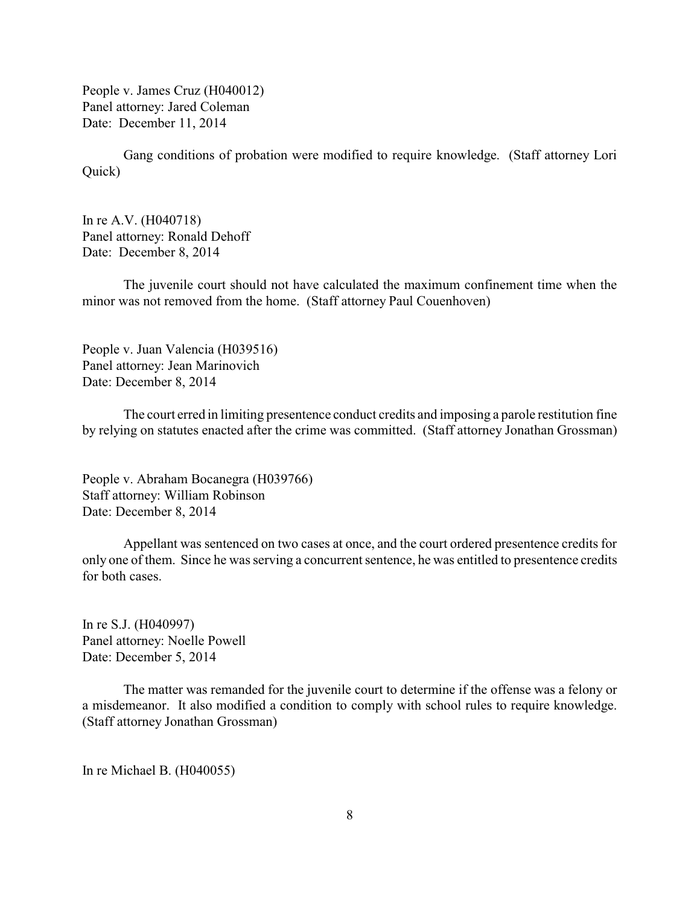People v. James Cruz (H040012)
Panel attorney: Jared Coleman
Date: December 11, 2014

Gang conditions of probation were modified to require knowledge. (Staff attorney Lori Quick)

In re A.V. (H040718)
Panel attorney: Ronald Dehoff
Date: December 8, 2014

The juvenile court should not have calculated the maximum confinement time when the minor was not removed from the home. (Staff attorney Paul Couenhoven)

People v. Juan Valencia (H039516)
Panel attorney: Jean Marinovich
Date: December 8, 2014

The court erred in limiting presentence conduct credits and imposing a parole restitution fine by relying on statutes enacted after the crime was committed. (Staff attorney Jonathan Grossman)

People v. Abraham Bocanegra (H039766)
Staff attorney: William Robinson
Date: December 8, 2014

Appellant was sentenced on two cases at once, and the court ordered presentence credits for only one of them. Since he was serving a concurrent sentence, he was entitled to presentence credits for both cases.

In re S.J. (H040997)
Panel attorney: Noelle Powell
Date: December 5, 2014

The matter was remanded for the juvenile court to determine if the offense was a felony or a misdemeanor. It also modified a condition to comply with school rules to require knowledge. (Staff attorney Jonathan Grossman)

In re Michael B. (H040055)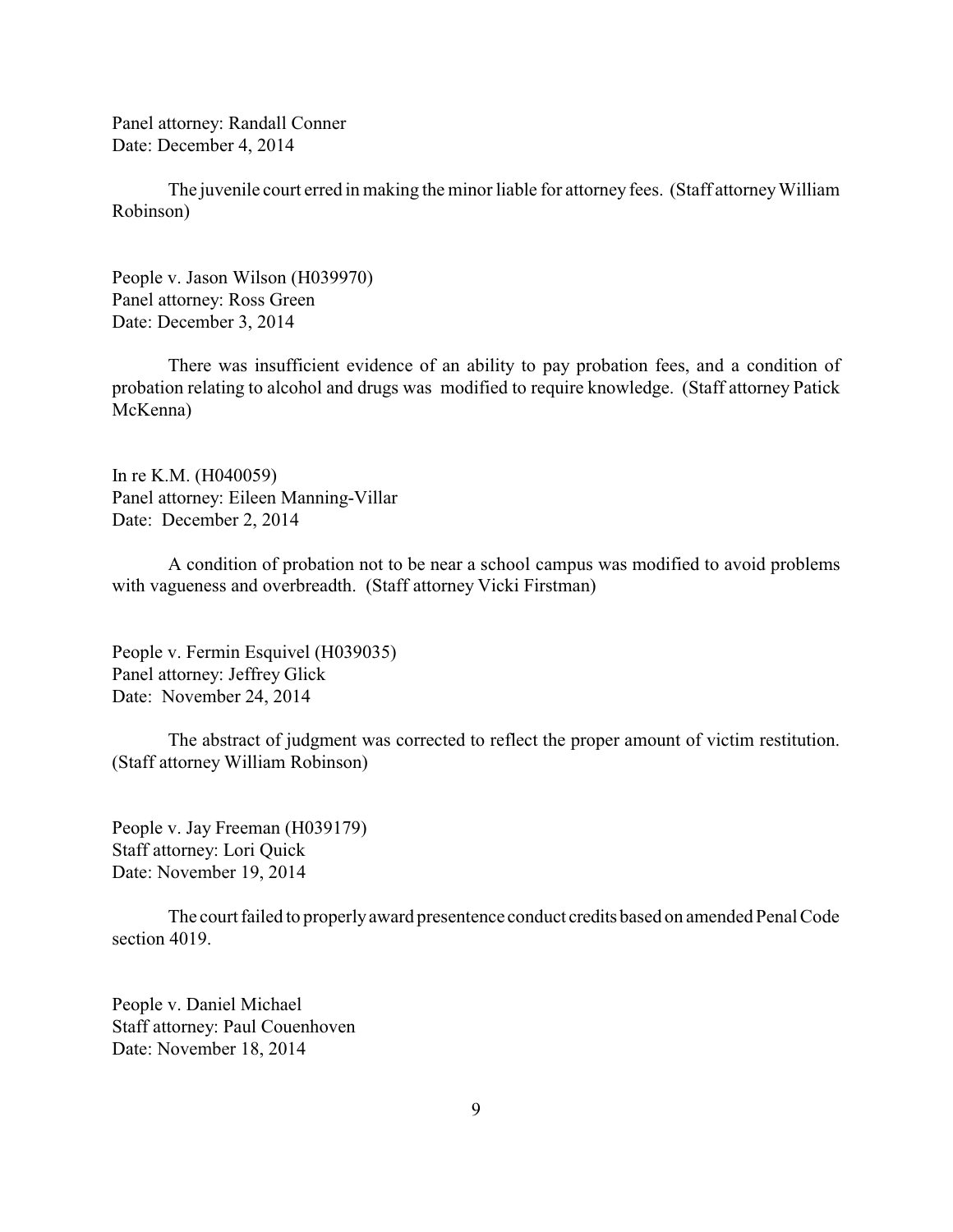Panel attorney: Randall Conner
Date: December 4, 2014

The juvenile court erred in making the minor liable for attorney fees. (Staff attorney William Robinson)

People v. Jason Wilson (H039970)
Panel attorney: Ross Green
Date: December 3, 2014

There was insufficient evidence of an ability to pay probation fees, and a condition of probation relating to alcohol and drugs was modified to require knowledge. (Staff attorney Patick McKenna)

In re K.M. (H040059)
Panel attorney: Eileen Manning-Villar
Date: December 2, 2014

A condition of probation not to be near a school campus was modified to avoid problems with vagueness and overbreadth. (Staff attorney Vicki Firstman)

People v. Fermin Esquivel (H039035)
Panel attorney: Jeffrey Glick
Date: November 24, 2014

The abstract of judgment was corrected to reflect the proper amount of victim restitution. (Staff attorney William Robinson)

People v. Jay Freeman (H039179)
Staff attorney: Lori Quick
Date: November 19, 2014

The court failed to properly award presentence conduct credits based on amended Penal Code section 4019.

People v. Daniel Michael
Staff attorney: Paul Couenhoven
Date: November 18, 2014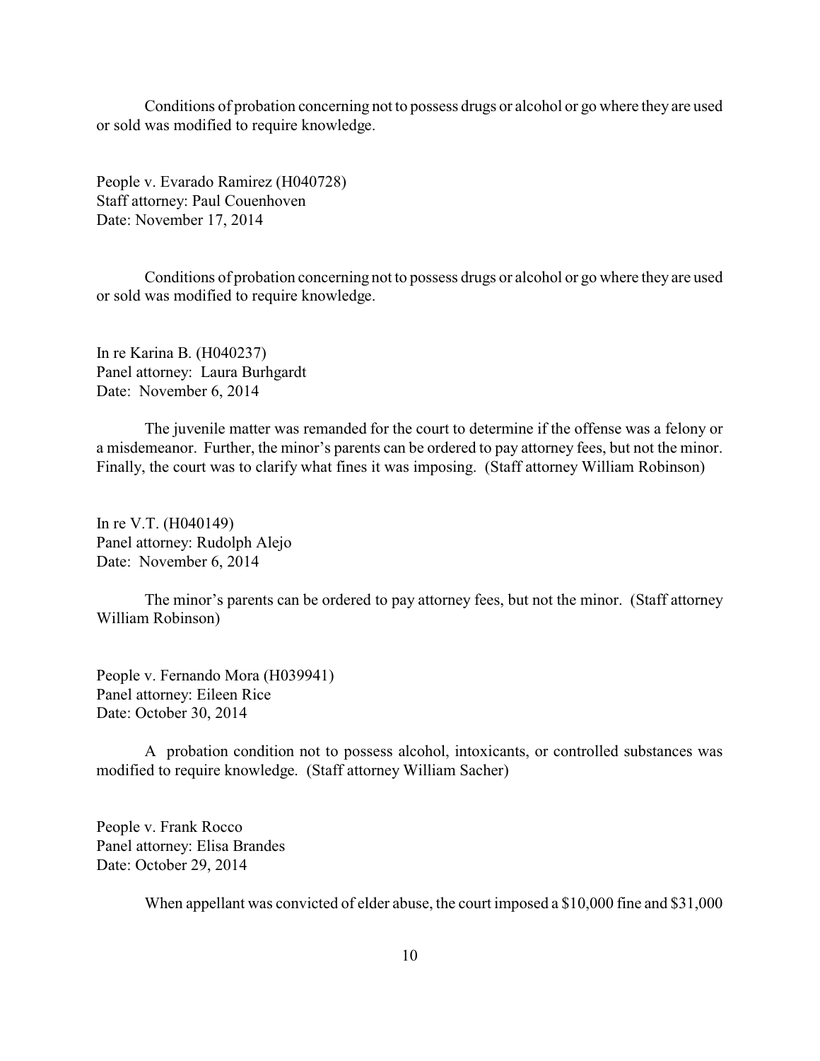Conditions of probation concerning not to possess drugs or alcohol or go where they are used or sold was modified to require knowledge.

People v. Evarado Ramirez (H040728)
Staff attorney: Paul Couenhoven
Date: November 17, 2014

Conditions of probation concerning not to possess drugs or alcohol or go where they are used or sold was modified to require knowledge.

In re Karina B. (H040237)
Panel attorney: Laura Burhgardt
Date: November 6, 2014

The juvenile matter was remanded for the court to determine if the offense was a felony or a misdemeanor. Further, the minor's parents can be ordered to pay attorney fees, but not the minor. Finally, the court was to clarify what fines it was imposing. (Staff attorney William Robinson)

In re V.T. (H040149)
Panel attorney: Rudolph Alejo
Date: November 6, 2014

The minor's parents can be ordered to pay attorney fees, but not the minor. (Staff attorney William Robinson)

People v. Fernando Mora (H039941)
Panel attorney: Eileen Rice
Date: October 30, 2014

A probation condition not to possess alcohol, intoxicants, or controlled substances was modified to require knowledge. (Staff attorney William Sacher)

People v. Frank Rocco
Panel attorney: Elisa Brandes
Date: October 29, 2014

When appellant was convicted of elder abuse, the court imposed a $10,000 fine and $31,000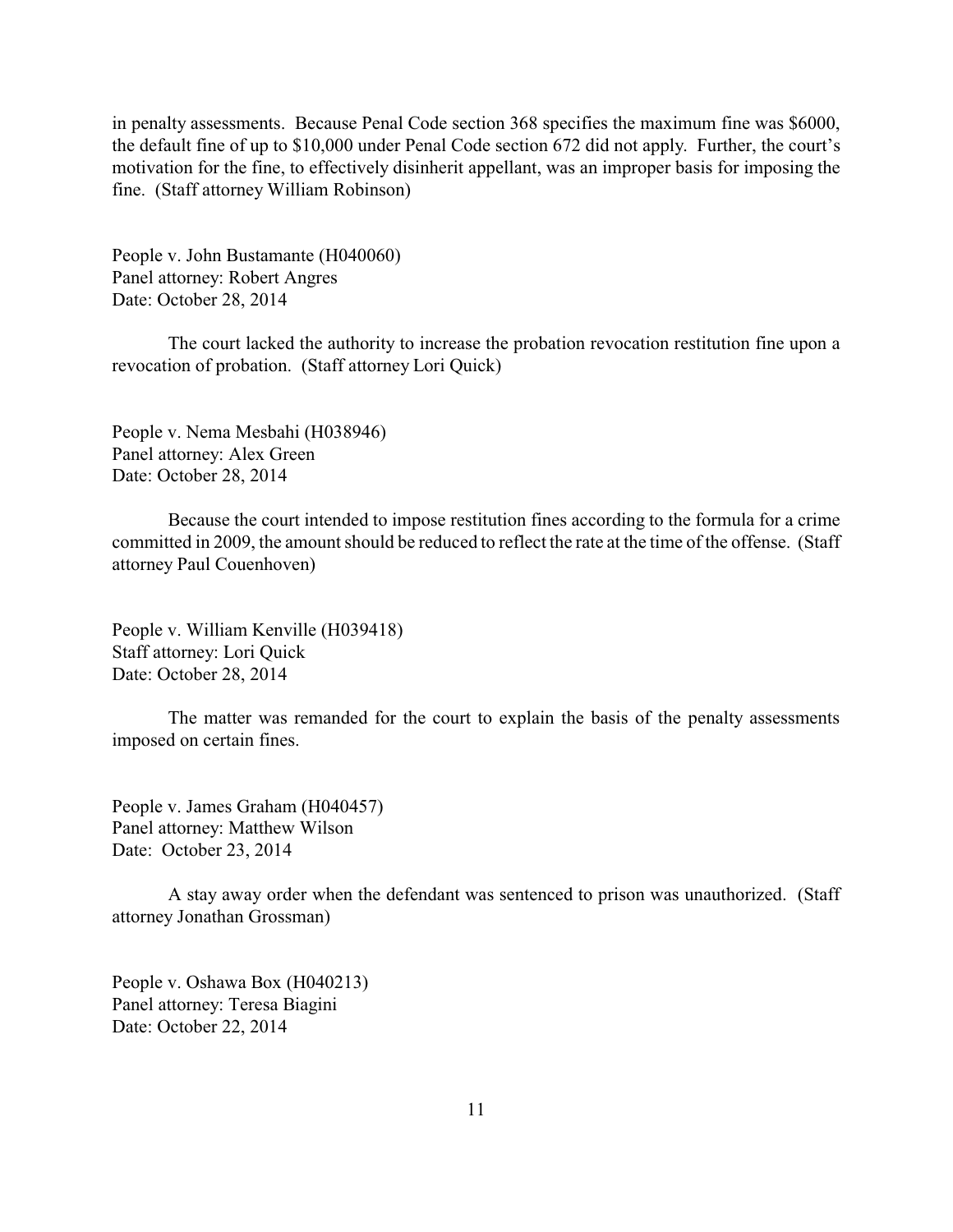in penalty assessments. Because Penal Code section 368 specifies the maximum fine was $6000, the default fine of up to $10,000 under Penal Code section 672 did not apply. Further, the court's motivation for the fine, to effectively disinherit appellant, was an improper basis for imposing the fine. (Staff attorney William Robinson)

People v. John Bustamante (H040060)
Panel attorney: Robert Angres
Date: October 28, 2014

The court lacked the authority to increase the probation revocation restitution fine upon a revocation of probation. (Staff attorney Lori Quick)

People v. Nema Mesbahi (H038946)
Panel attorney: Alex Green
Date: October 28, 2014

Because the court intended to impose restitution fines according to the formula for a crime committed in 2009, the amount should be reduced to reflect the rate at the time of the offense. (Staff attorney Paul Couenhoven)

People v. William Kenville (H039418)
Staff attorney: Lori Quick
Date: October 28, 2014

The matter was remanded for the court to explain the basis of the penalty assessments imposed on certain fines.

People v. James Graham (H040457)
Panel attorney: Matthew Wilson
Date: October 23, 2014

A stay away order when the defendant was sentenced to prison was unauthorized. (Staff attorney Jonathan Grossman)

People v. Oshawa Box (H040213)
Panel attorney: Teresa Biagini
Date: October 22, 2014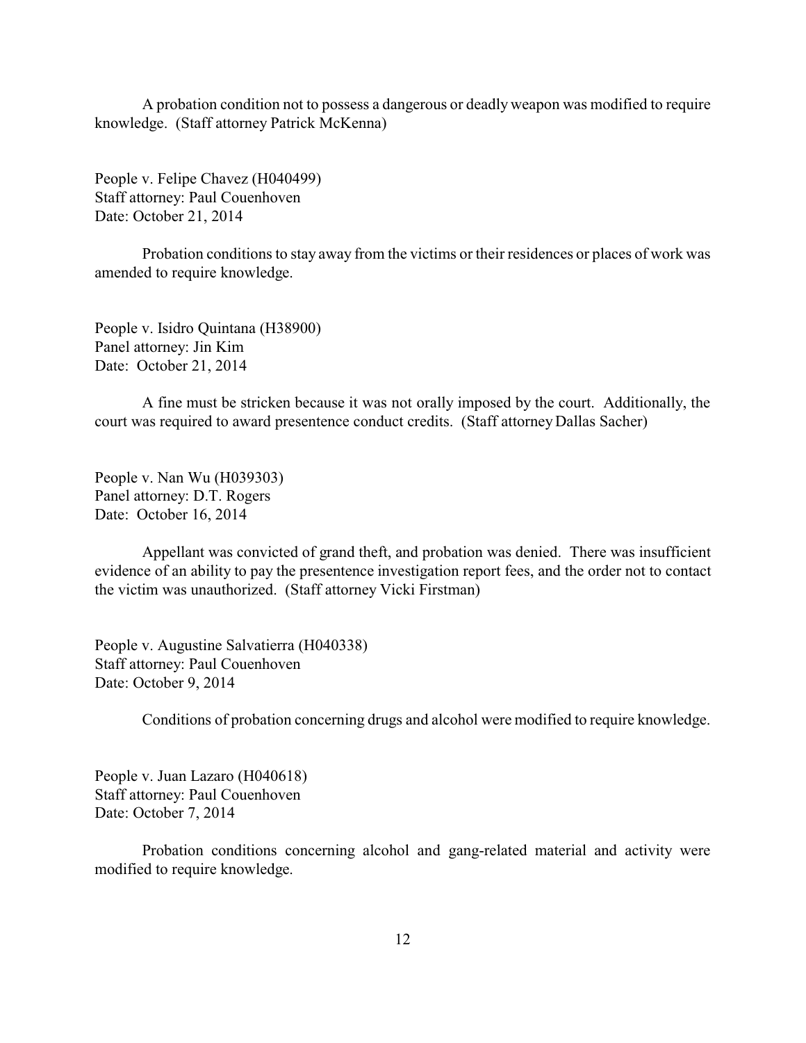A probation condition not to possess a dangerous or deadly weapon was modified to require knowledge. (Staff attorney Patrick McKenna)

People v. Felipe Chavez (H040499)
Staff attorney: Paul Couenhoven
Date: October 21, 2014

Probation conditions to stay away from the victims or their residences or places of work was amended to require knowledge.

People v. Isidro Quintana (H38900)
Panel attorney: Jin Kim
Date: October 21, 2014

A fine must be stricken because it was not orally imposed by the court. Additionally, the court was required to award presentence conduct credits. (Staff attorney Dallas Sacher)

People v. Nan Wu (H039303)
Panel attorney: D.T. Rogers
Date: October 16, 2014

Appellant was convicted of grand theft, and probation was denied. There was insufficient evidence of an ability to pay the presentence investigation report fees, and the order not to contact the victim was unauthorized. (Staff attorney Vicki Firstman)

People v. Augustine Salvatierra (H040338)
Staff attorney: Paul Couenhoven
Date: October 9, 2014

Conditions of probation concerning drugs and alcohol were modified to require knowledge.

People v. Juan Lazaro (H040618)
Staff attorney: Paul Couenhoven
Date: October 7, 2014

Probation conditions concerning alcohol and gang-related material and activity were modified to require knowledge.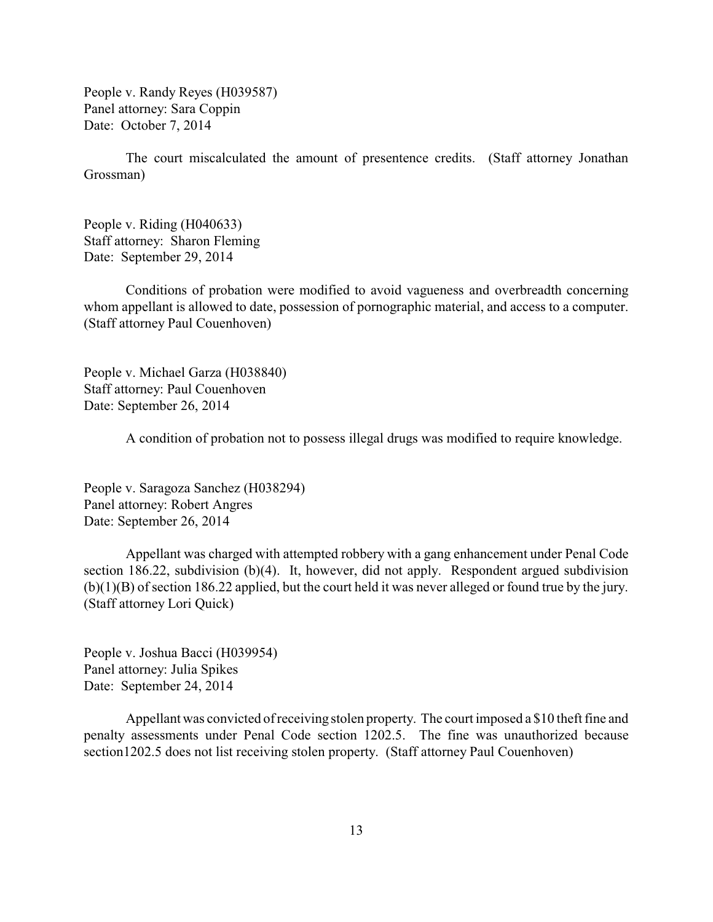People v. Randy Reyes (H039587)
Panel attorney: Sara Coppin
Date: October 7, 2014

The court miscalculated the amount of presentence credits. (Staff attorney Jonathan Grossman)

People v. Riding (H040633)
Staff attorney: Sharon Fleming
Date: September 29, 2014

Conditions of probation were modified to avoid vagueness and overbreadth concerning whom appellant is allowed to date, possession of pornographic material, and access to a computer. (Staff attorney Paul Couenhoven)

People v. Michael Garza (H038840)
Staff attorney: Paul Couenhoven
Date: September 26, 2014

A condition of probation not to possess illegal drugs was modified to require knowledge.

People v. Saragoza Sanchez (H038294)
Panel attorney: Robert Angres
Date: September 26, 2014

Appellant was charged with attempted robbery with a gang enhancement under Penal Code section 186.22, subdivision (b)(4). It, however, did not apply. Respondent argued subdivision (b)(1)(B) of section 186.22 applied, but the court held it was never alleged or found true by the jury. (Staff attorney Lori Quick)

People v. Joshua Bacci (H039954)
Panel attorney: Julia Spikes
Date: September 24, 2014

Appellant was convicted of receiving stolen property. The court imposed a $10 theft fine and penalty assessments under Penal Code section 1202.5. The fine was unauthorized because section1202.5 does not list receiving stolen property. (Staff attorney Paul Couenhoven)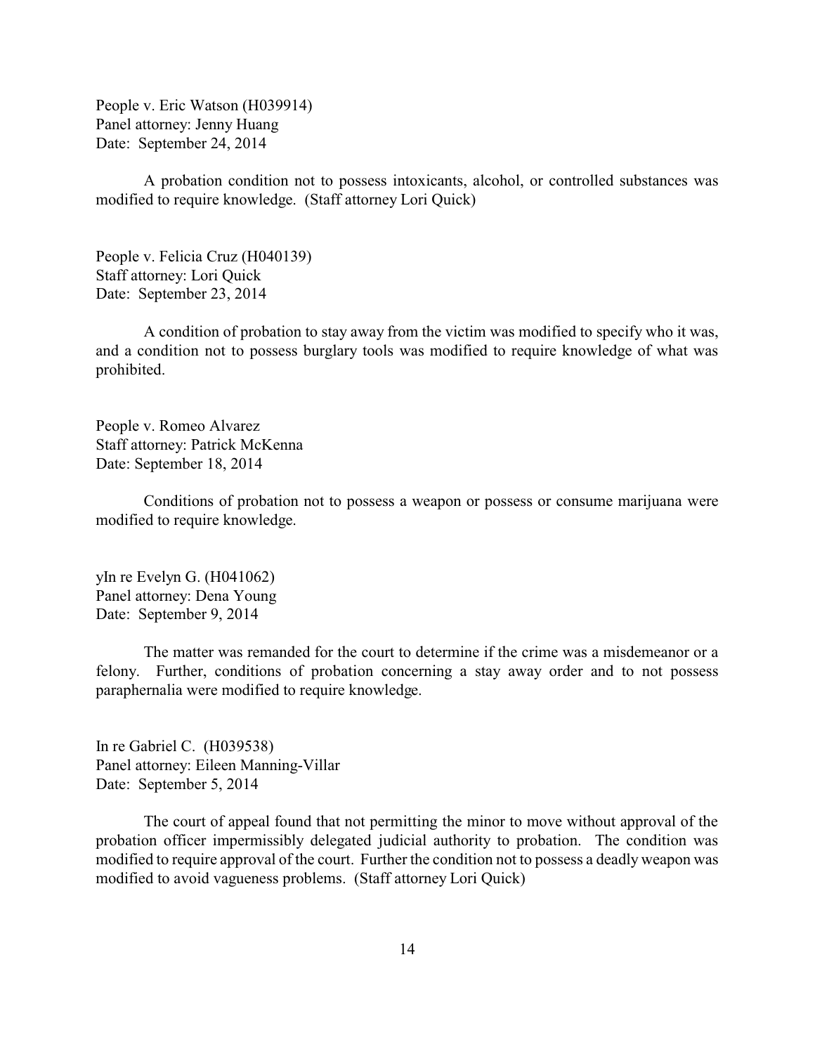People v. Eric Watson (H039914)
Panel attorney: Jenny Huang
Date: September 24, 2014

A probation condition not to possess intoxicants, alcohol, or controlled substances was modified to require knowledge. (Staff attorney Lori Quick)

People v. Felicia Cruz (H040139)
Staff attorney: Lori Quick
Date: September 23, 2014

A condition of probation to stay away from the victim was modified to specify who it was, and a condition not to possess burglary tools was modified to require knowledge of what was prohibited.

People v. Romeo Alvarez
Staff attorney: Patrick McKenna
Date: September 18, 2014

Conditions of probation not to possess a weapon or possess or consume marijuana were modified to require knowledge.

yIn re Evelyn G. (H041062)
Panel attorney: Dena Young
Date: September 9, 2014

The matter was remanded for the court to determine if the crime was a misdemeanor or a felony. Further, conditions of probation concerning a stay away order and to not possess paraphernalia were modified to require knowledge.

In re Gabriel C. (H039538)
Panel attorney: Eileen Manning-Villar
Date: September 5, 2014

The court of appeal found that not permitting the minor to move without approval of the probation officer impermissibly delegated judicial authority to probation. The condition was modified to require approval of the court. Further the condition not to possess a deadly weapon was modified to avoid vagueness problems. (Staff attorney Lori Quick)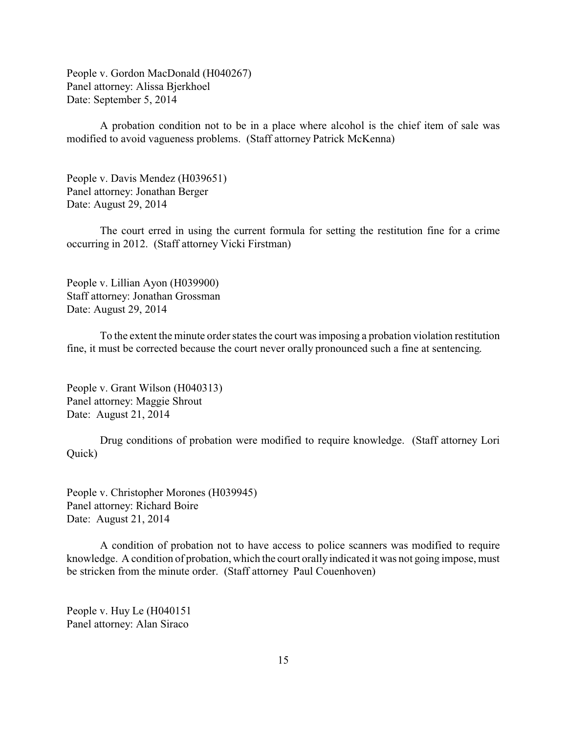People v. Gordon MacDonald (H040267)
Panel attorney: Alissa Bjerkhoel
Date: September 5, 2014

A probation condition not to be in a place where alcohol is the chief item of sale was modified to avoid vagueness problems. (Staff attorney Patrick McKenna)

People v. Davis Mendez (H039651)
Panel attorney: Jonathan Berger
Date: August 29, 2014

The court erred in using the current formula for setting the restitution fine for a crime occurring in 2012. (Staff attorney Vicki Firstman)

People v. Lillian Ayon (H039900)
Staff attorney: Jonathan Grossman
Date: August 29, 2014

To the extent the minute order states the court was imposing a probation violation restitution fine, it must be corrected because the court never orally pronounced such a fine at sentencing.

People v. Grant Wilson (H040313)
Panel attorney: Maggie Shrout
Date: August 21, 2014

Drug conditions of probation were modified to require knowledge. (Staff attorney Lori Quick)

People v. Christopher Morones (H039945)
Panel attorney: Richard Boire
Date: August 21, 2014

A condition of probation not to have access to police scanners was modified to require knowledge. A condition of probation, which the court orally indicated it was not going impose, must be stricken from the minute order. (Staff attorney Paul Couenhoven)

People v. Huy Le (H040151
Panel attorney: Alan Siraco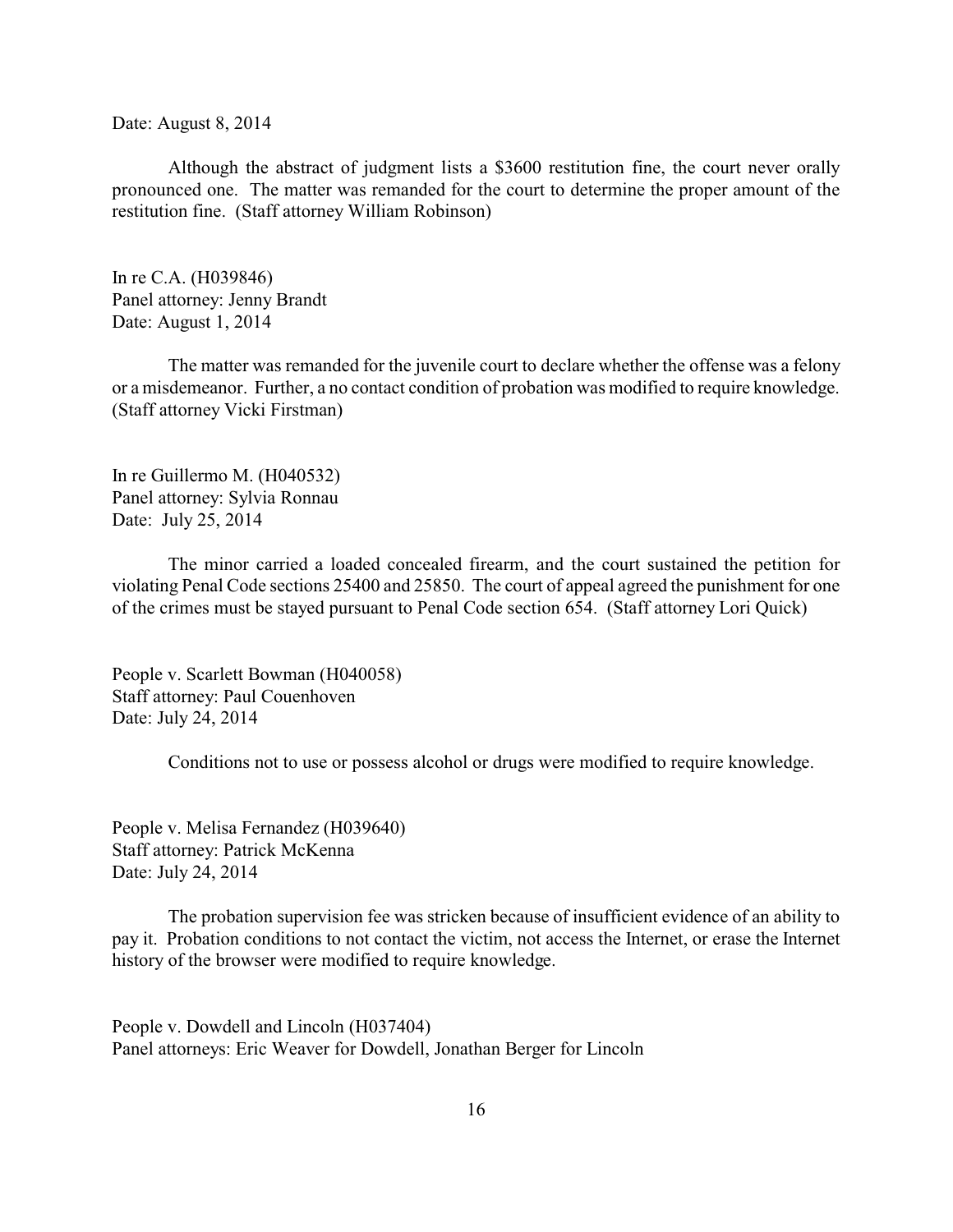Date: August 8, 2014

Although the abstract of judgment lists a $3600 restitution fine, the court never orally pronounced one. The matter was remanded for the court to determine the proper amount of the restitution fine. (Staff attorney William Robinson)

In re C.A. (H039846)
Panel attorney: Jenny Brandt
Date: August 1, 2014

The matter was remanded for the juvenile court to declare whether the offense was a felony or a misdemeanor. Further, a no contact condition of probation was modified to require knowledge. (Staff attorney Vicki Firstman)

In re Guillermo M. (H040532)
Panel attorney: Sylvia Ronnau
Date: July 25, 2014

The minor carried a loaded concealed firearm, and the court sustained the petition for violating Penal Code sections 25400 and 25850. The court of appeal agreed the punishment for one of the crimes must be stayed pursuant to Penal Code section 654. (Staff attorney Lori Quick)

People v. Scarlett Bowman (H040058)
Staff attorney: Paul Couenhoven
Date: July 24, 2014

Conditions not to use or possess alcohol or drugs were modified to require knowledge.

People v. Melisa Fernandez (H039640)
Staff attorney: Patrick McKenna
Date: July 24, 2014

The probation supervision fee was stricken because of insufficient evidence of an ability to pay it. Probation conditions to not contact the victim, not access the Internet, or erase the Internet history of the browser were modified to require knowledge.

People v. Dowdell and Lincoln (H037404)
Panel attorneys: Eric Weaver for Dowdell, Jonathan Berger for Lincoln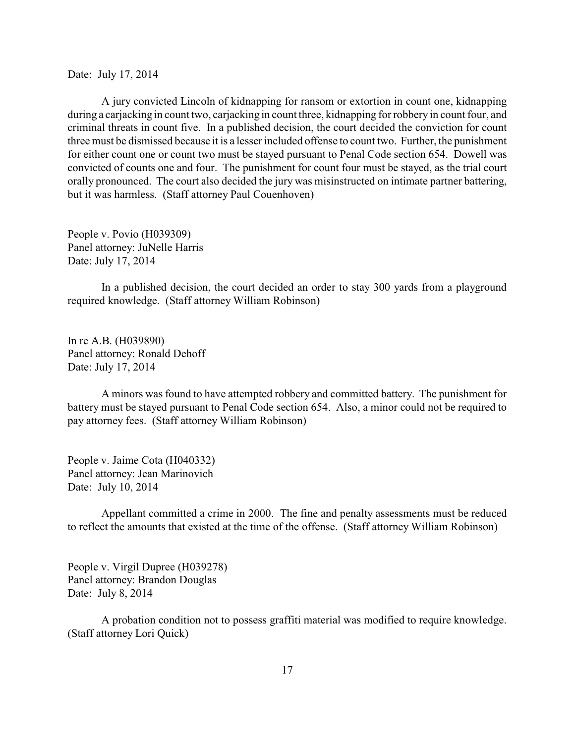Date: July 17, 2014

A jury convicted Lincoln of kidnapping for ransom or extortion in count one, kidnapping during a carjacking in count two, carjacking in count three, kidnapping for robbery in count four, and criminal threats in count five. In a published decision, the court decided the conviction for count three must be dismissed because it is a lesser included offense to count two. Further, the punishment for either count one or count two must be stayed pursuant to Penal Code section 654. Dowell was convicted of counts one and four. The punishment for count four must be stayed, as the trial court orally pronounced. The court also decided the jury was misinstructed on intimate partner battering, but it was harmless. (Staff attorney Paul Couenhoven)

People v. Povio (H039309)
Panel attorney: JuNelle Harris
Date: July 17, 2014

In a published decision, the court decided an order to stay 300 yards from a playground required knowledge. (Staff attorney William Robinson)

In re A.B. (H039890)
Panel attorney: Ronald Dehoff
Date: July 17, 2014

A minors was found to have attempted robbery and committed battery. The punishment for battery must be stayed pursuant to Penal Code section 654. Also, a minor could not be required to pay attorney fees. (Staff attorney William Robinson)

People v. Jaime Cota (H040332)
Panel attorney: Jean Marinovich
Date: July 10, 2014

Appellant committed a crime in 2000. The fine and penalty assessments must be reduced to reflect the amounts that existed at the time of the offense. (Staff attorney William Robinson)

People v. Virgil Dupree (H039278)
Panel attorney: Brandon Douglas
Date: July 8, 2014

A probation condition not to possess graffiti material was modified to require knowledge. (Staff attorney Lori Quick)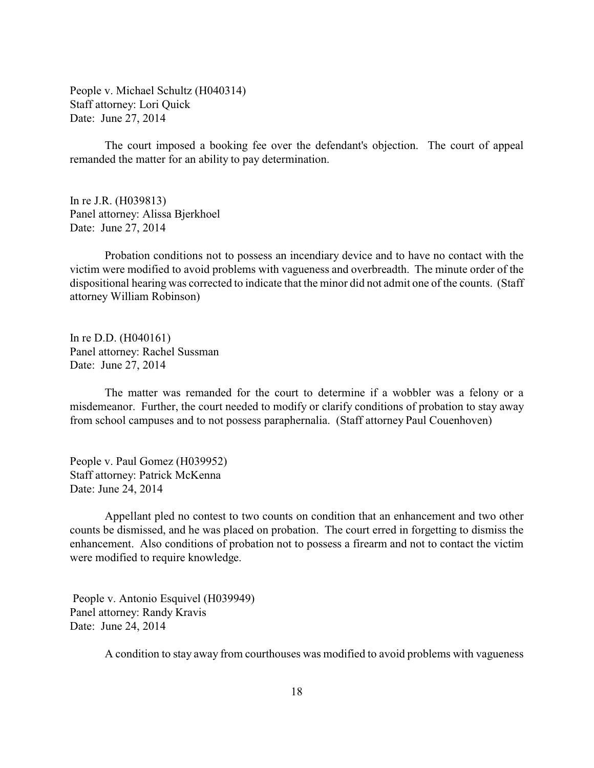People v. Michael Schultz (H040314)
Staff attorney: Lori Quick
Date: June 27, 2014

The court imposed a booking fee over the defendant's objection. The court of appeal remanded the matter for an ability to pay determination.

In re J.R. (H039813)
Panel attorney: Alissa Bjerkhoel
Date: June 27, 2014

Probation conditions not to possess an incendiary device and to have no contact with the victim were modified to avoid problems with vagueness and overbreadth. The minute order of the dispositional hearing was corrected to indicate that the minor did not admit one of the counts. (Staff attorney William Robinson)

In re D.D. (H040161)
Panel attorney: Rachel Sussman
Date: June 27, 2014

The matter was remanded for the court to determine if a wobbler was a felony or a misdemeanor. Further, the court needed to modify or clarify conditions of probation to stay away from school campuses and to not possess paraphernalia. (Staff attorney Paul Couenhoven)

People v. Paul Gomez (H039952)
Staff attorney: Patrick McKenna
Date: June 24, 2014

Appellant pled no contest to two counts on condition that an enhancement and two other counts be dismissed, and he was placed on probation. The court erred in forgetting to dismiss the enhancement. Also conditions of probation not to possess a firearm and not to contact the victim were modified to require knowledge.

People v. Antonio Esquivel (H039949)
Panel attorney: Randy Kravis
Date: June 24, 2014

A condition to stay away from courthouses was modified to avoid problems with vagueness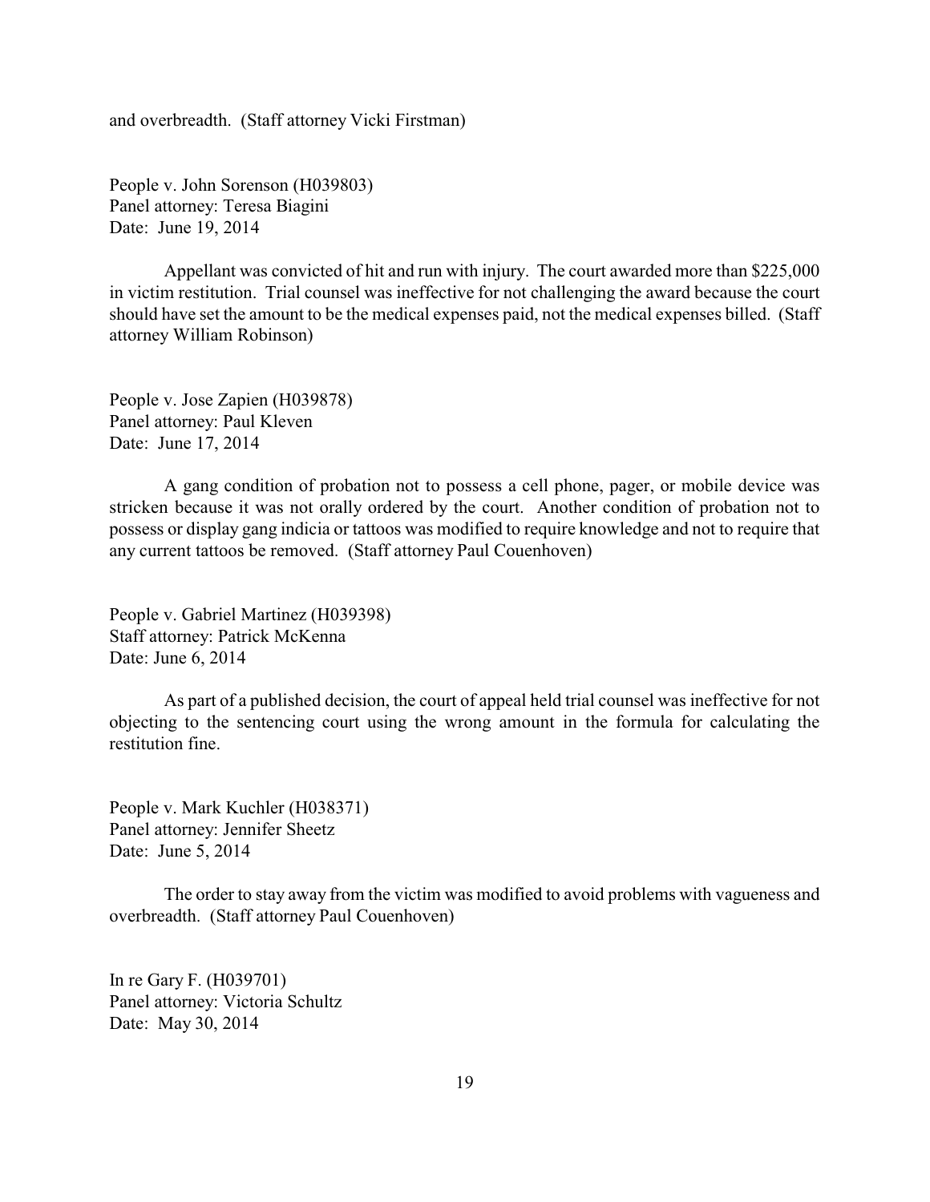and overbreadth. (Staff attorney Vicki Firstman)

People v. John Sorenson (H039803)
Panel attorney: Teresa Biagini
Date: June 19, 2014

Appellant was convicted of hit and run with injury. The court awarded more than $225,000 in victim restitution. Trial counsel was ineffective for not challenging the award because the court should have set the amount to be the medical expenses paid, not the medical expenses billed. (Staff attorney William Robinson)

People v. Jose Zapien (H039878)
Panel attorney: Paul Kleven
Date: June 17, 2014

A gang condition of probation not to possess a cell phone, pager, or mobile device was stricken because it was not orally ordered by the court. Another condition of probation not to possess or display gang indicia or tattoos was modified to require knowledge and not to require that any current tattoos be removed. (Staff attorney Paul Couenhoven)

People v. Gabriel Martinez (H039398)
Staff attorney: Patrick McKenna
Date: June 6, 2014

As part of a published decision, the court of appeal held trial counsel was ineffective for not objecting to the sentencing court using the wrong amount in the formula for calculating the restitution fine.

People v. Mark Kuchler (H038371)
Panel attorney: Jennifer Sheetz
Date: June 5, 2014

The order to stay away from the victim was modified to avoid problems with vagueness and overbreadth. (Staff attorney Paul Couenhoven)

In re Gary F. (H039701)
Panel attorney: Victoria Schultz
Date: May 30, 2014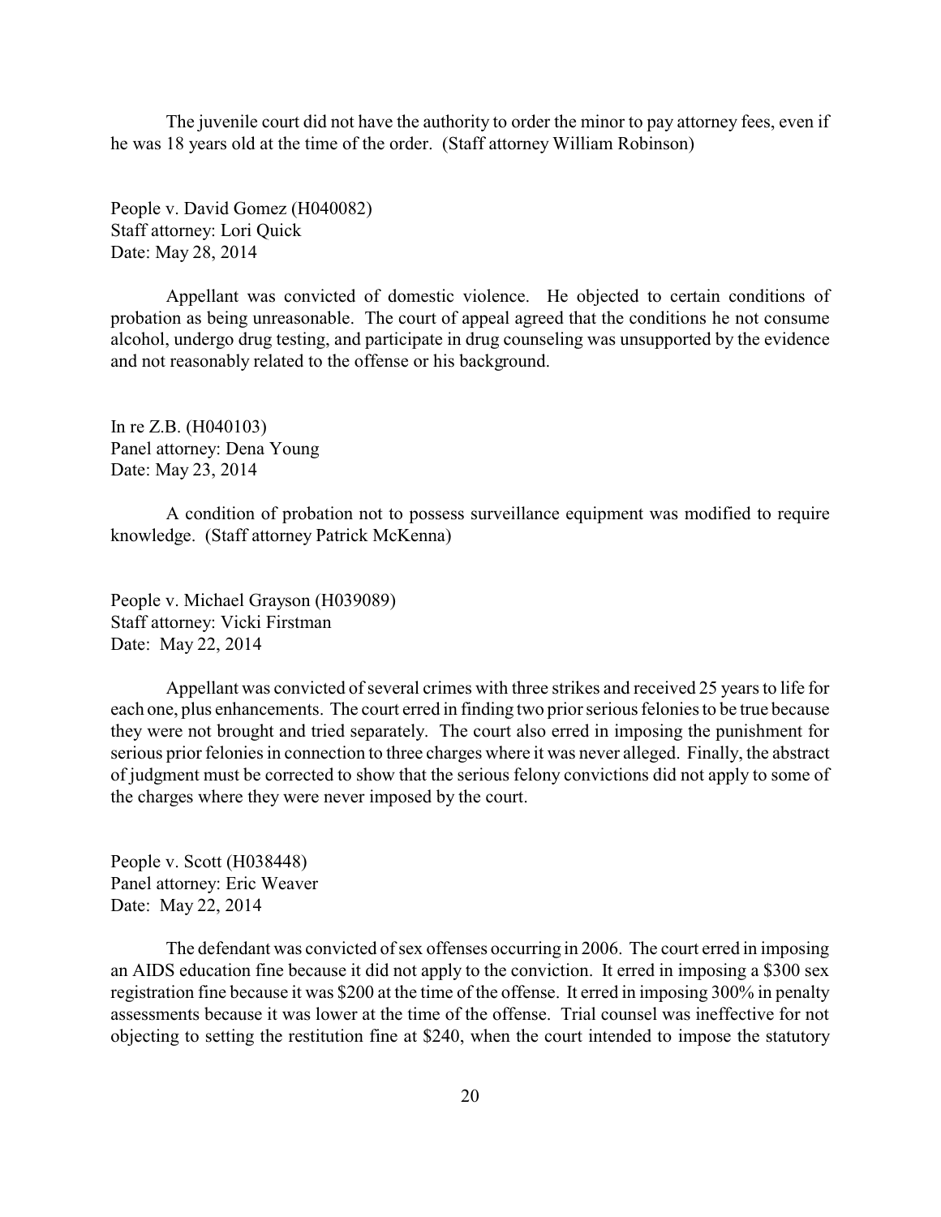The juvenile court did not have the authority to order the minor to pay attorney fees, even if he was 18 years old at the time of the order. (Staff attorney William Robinson)

People v. David Gomez (H040082)
Staff attorney: Lori Quick
Date: May 28, 2014

Appellant was convicted of domestic violence. He objected to certain conditions of probation as being unreasonable. The court of appeal agreed that the conditions he not consume alcohol, undergo drug testing, and participate in drug counseling was unsupported by the evidence and not reasonably related to the offense or his background.

In re Z.B. (H040103)
Panel attorney: Dena Young
Date: May 23, 2014

A condition of probation not to possess surveillance equipment was modified to require knowledge. (Staff attorney Patrick McKenna)

People v. Michael Grayson (H039089)
Staff attorney: Vicki Firstman
Date: May 22, 2014

Appellant was convicted of several crimes with three strikes and received 25 years to life for each one, plus enhancements. The court erred in finding two prior serious felonies to be true because they were not brought and tried separately. The court also erred in imposing the punishment for serious prior felonies in connection to three charges where it was never alleged. Finally, the abstract of judgment must be corrected to show that the serious felony convictions did not apply to some of the charges where they were never imposed by the court.

People v. Scott (H038448)
Panel attorney: Eric Weaver
Date: May 22, 2014

The defendant was convicted of sex offenses occurring in 2006. The court erred in imposing an AIDS education fine because it did not apply to the conviction. It erred in imposing a $300 sex registration fine because it was $200 at the time of the offense. It erred in imposing 300% in penalty assessments because it was lower at the time of the offense. Trial counsel was ineffective for not objecting to setting the restitution fine at $240, when the court intended to impose the statutory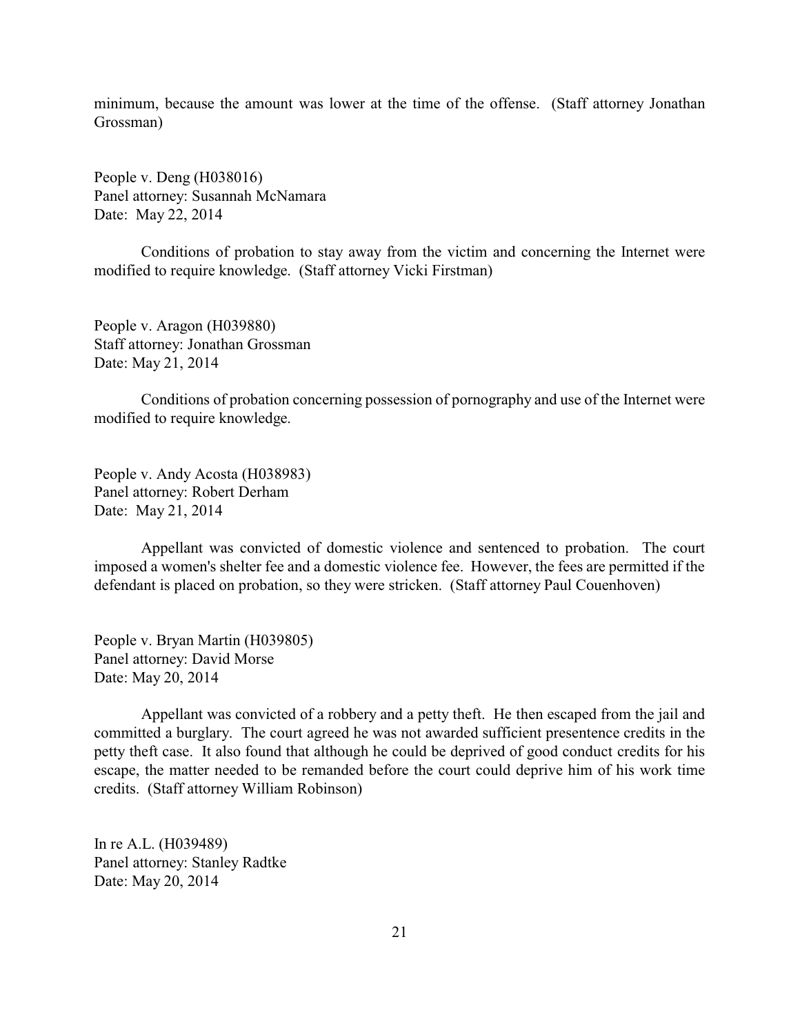minimum, because the amount was lower at the time of the offense. (Staff attorney Jonathan Grossman)

People v. Deng (H038016)
Panel attorney: Susannah McNamara
Date: May 22, 2014

Conditions of probation to stay away from the victim and concerning the Internet were modified to require knowledge. (Staff attorney Vicki Firstman)

People v. Aragon (H039880)
Staff attorney: Jonathan Grossman
Date: May 21, 2014

Conditions of probation concerning possession of pornography and use of the Internet were modified to require knowledge.

People v. Andy Acosta (H038983)
Panel attorney: Robert Derham
Date: May 21, 2014

Appellant was convicted of domestic violence and sentenced to probation. The court imposed a women's shelter fee and a domestic violence fee. However, the fees are permitted if the defendant is placed on probation, so they were stricken. (Staff attorney Paul Couenhoven)

People v. Bryan Martin (H039805)
Panel attorney: David Morse
Date: May 20, 2014

Appellant was convicted of a robbery and a petty theft. He then escaped from the jail and committed a burglary. The court agreed he was not awarded sufficient presentence credits in the petty theft case. It also found that although he could be deprived of good conduct credits for his escape, the matter needed to be remanded before the court could deprive him of his work time credits. (Staff attorney William Robinson)

In re A.L. (H039489)
Panel attorney: Stanley Radtke
Date: May 20, 2014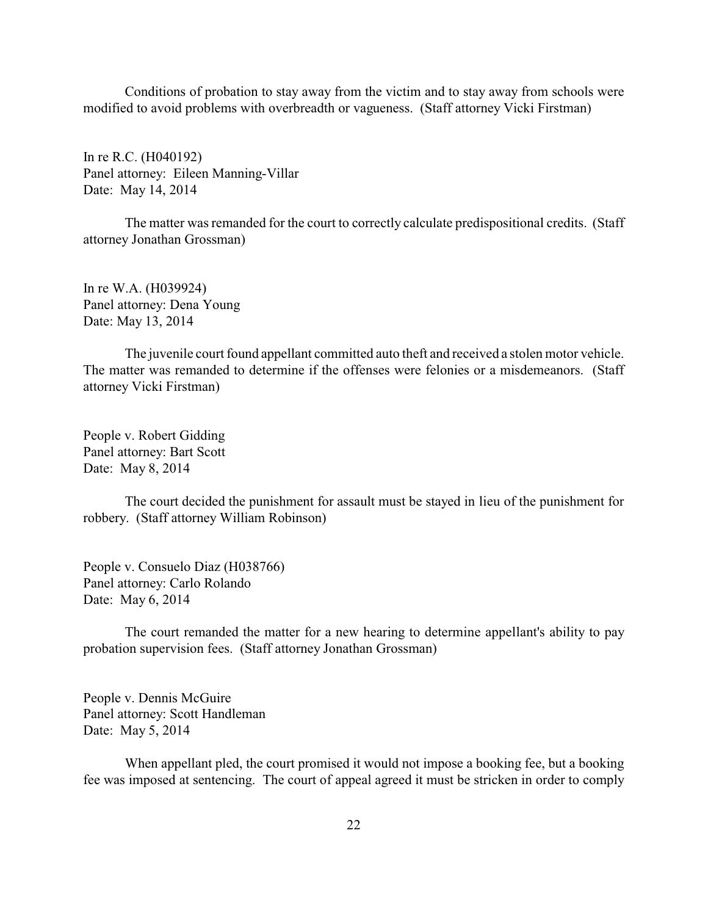Conditions of probation to stay away from the victim and to stay away from schools were modified to avoid problems with overbreadth or vagueness. (Staff attorney Vicki Firstman)

In re R.C. (H040192)
Panel attorney: Eileen Manning-Villar
Date: May 14, 2014

The matter was remanded for the court to correctly calculate predispositional credits. (Staff attorney Jonathan Grossman)

In re W.A. (H039924)
Panel attorney: Dena Young
Date: May 13, 2014

The juvenile court found appellant committed auto theft and received a stolen motor vehicle. The matter was remanded to determine if the offenses were felonies or a misdemeanors. (Staff attorney Vicki Firstman)

People v. Robert Gidding
Panel attorney: Bart Scott
Date: May 8, 2014

The court decided the punishment for assault must be stayed in lieu of the punishment for robbery. (Staff attorney William Robinson)

People v. Consuelo Diaz (H038766)
Panel attorney: Carlo Rolando
Date: May 6, 2014

The court remanded the matter for a new hearing to determine appellant's ability to pay probation supervision fees. (Staff attorney Jonathan Grossman)

People v. Dennis McGuire
Panel attorney: Scott Handleman
Date: May 5, 2014

When appellant pled, the court promised it would not impose a booking fee, but a booking fee was imposed at sentencing. The court of appeal agreed it must be stricken in order to comply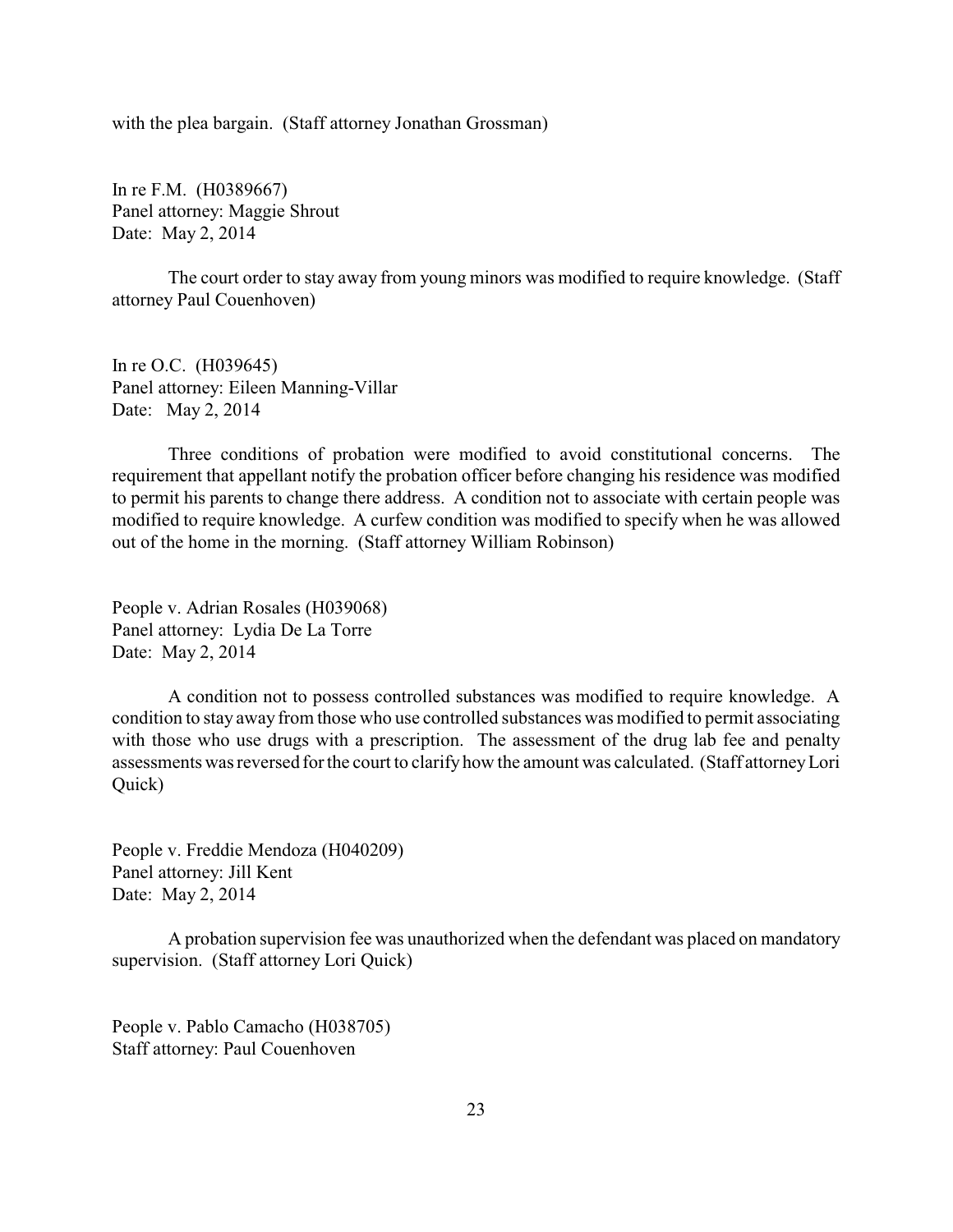with the plea bargain. (Staff attorney Jonathan Grossman)

In re F.M. (H0389667)
Panel attorney: Maggie Shrout
Date: May 2, 2014

The court order to stay away from young minors was modified to require knowledge. (Staff attorney Paul Couenhoven)

In re O.C. (H039645)
Panel attorney: Eileen Manning-Villar
Date: May 2, 2014

Three conditions of probation were modified to avoid constitutional concerns. The requirement that appellant notify the probation officer before changing his residence was modified to permit his parents to change there address. A condition not to associate with certain people was modified to require knowledge. A curfew condition was modified to specify when he was allowed out of the home in the morning. (Staff attorney William Robinson)

People v. Adrian Rosales (H039068)
Panel attorney: Lydia De La Torre
Date: May 2, 2014

A condition not to possess controlled substances was modified to require knowledge. A condition to stay away from those who use controlled substances was modified to permit associating with those who use drugs with a prescription. The assessment of the drug lab fee and penalty assessments was reversed for the court to clarify how the amount was calculated. (Staff attorney Lori Quick)

People v. Freddie Mendoza (H040209)
Panel attorney: Jill Kent
Date: May 2, 2014

A probation supervision fee was unauthorized when the defendant was placed on mandatory supervision. (Staff attorney Lori Quick)

People v. Pablo Camacho (H038705)
Staff attorney: Paul Couenhoven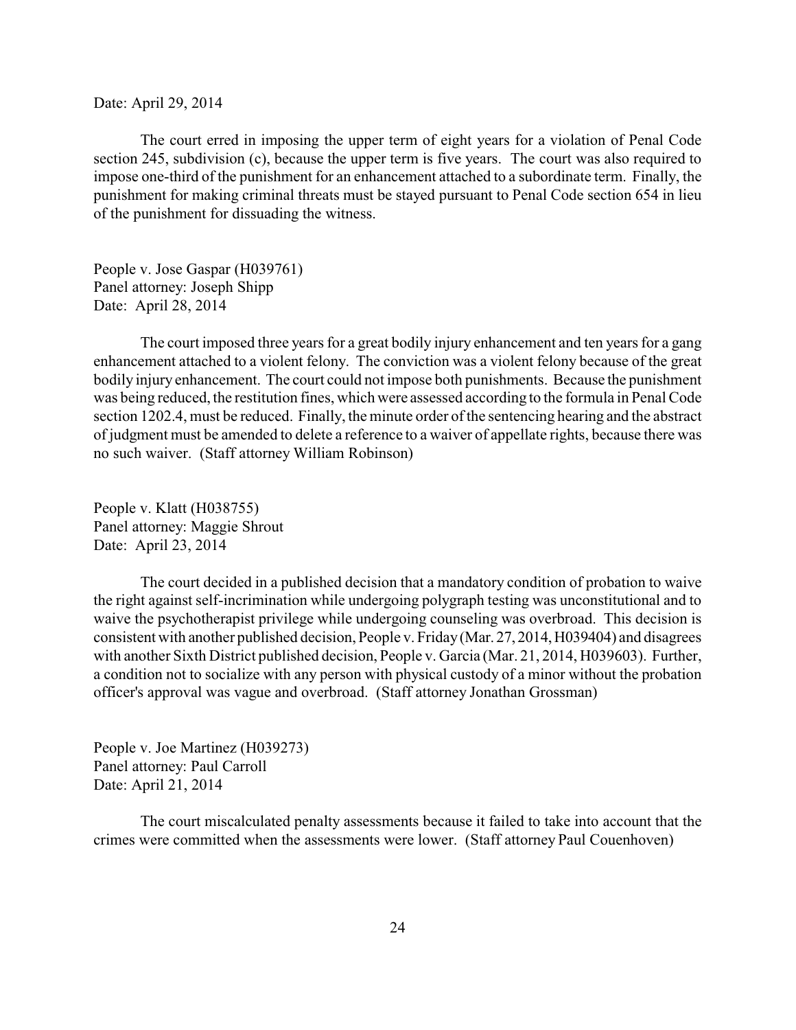Date: April 29, 2014

The court erred in imposing the upper term of eight years for a violation of Penal Code section 245, subdivision (c), because the upper term is five years. The court was also required to impose one-third of the punishment for an enhancement attached to a subordinate term. Finally, the punishment for making criminal threats must be stayed pursuant to Penal Code section 654 in lieu of the punishment for dissuading the witness.

People v. Jose Gaspar (H039761)
Panel attorney: Joseph Shipp
Date: April 28, 2014

The court imposed three years for a great bodily injury enhancement and ten years for a gang enhancement attached to a violent felony. The conviction was a violent felony because of the great bodily injury enhancement. The court could not impose both punishments. Because the punishment was being reduced, the restitution fines, which were assessed according to the formula in Penal Code section 1202.4, must be reduced. Finally, the minute order of the sentencing hearing and the abstract of judgment must be amended to delete a reference to a waiver of appellate rights, because there was no such waiver. (Staff attorney William Robinson)

People v. Klatt (H038755)
Panel attorney: Maggie Shrout
Date: April 23, 2014

The court decided in a published decision that a mandatory condition of probation to waive the right against self-incrimination while undergoing polygraph testing was unconstitutional and to waive the psychotherapist privilege while undergoing counseling was overbroad. This decision is consistent with another published decision, People v. Friday (Mar. 27, 2014, H039404) and disagrees with another Sixth District published decision, People v. Garcia (Mar. 21, 2014, H039603). Further, a condition not to socialize with any person with physical custody of a minor without the probation officer's approval was vague and overbroad. (Staff attorney Jonathan Grossman)

People v. Joe Martinez (H039273)
Panel attorney: Paul Carroll
Date: April 21, 2014

The court miscalculated penalty assessments because it failed to take into account that the crimes were committed when the assessments were lower. (Staff attorney Paul Couenhoven)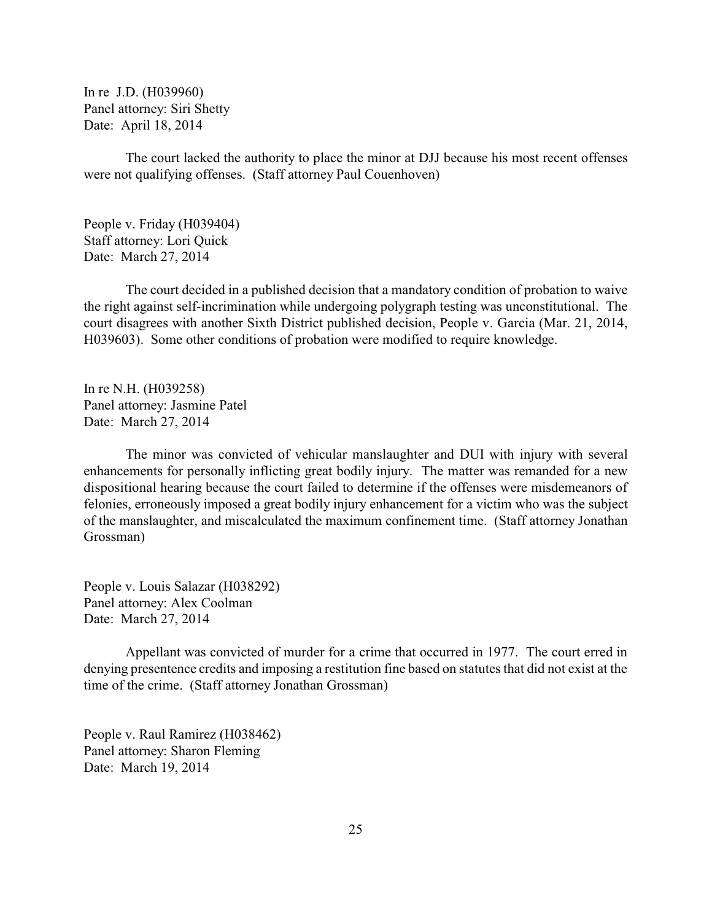In re J.D. (H039960)
Panel attorney: Siri Shetty
Date: April 18, 2014

The court lacked the authority to place the minor at DJJ because his most recent offenses were not qualifying offenses. (Staff attorney Paul Couenhoven)

People v. Friday (H039404)
Staff attorney: Lori Quick
Date: March 27, 2014

The court decided in a published decision that a mandatory condition of probation to waive the right against self-incrimination while undergoing polygraph testing was unconstitutional. The court disagrees with another Sixth District published decision, People v. Garcia (Mar. 21, 2014, H039603). Some other conditions of probation were modified to require knowledge.

In re N.H. (H039258)
Panel attorney: Jasmine Patel
Date: March 27, 2014

The minor was convicted of vehicular manslaughter and DUI with injury with several enhancements for personally inflicting great bodily injury. The matter was remanded for a new dispositional hearing because the court failed to determine if the offenses were misdemeanors of felonies, erroneously imposed a great bodily injury enhancement for a victim who was the subject of the manslaughter, and miscalculated the maximum confinement time. (Staff attorney Jonathan Grossman)

People v. Louis Salazar (H038292)
Panel attorney: Alex Coolman
Date: March 27, 2014

Appellant was convicted of murder for a crime that occurred in 1977. The court erred in denying presentence credits and imposing a restitution fine based on statutes that did not exist at the time of the crime. (Staff attorney Jonathan Grossman)

People v. Raul Ramirez (H038462)
Panel attorney: Sharon Fleming
Date: March 19, 2014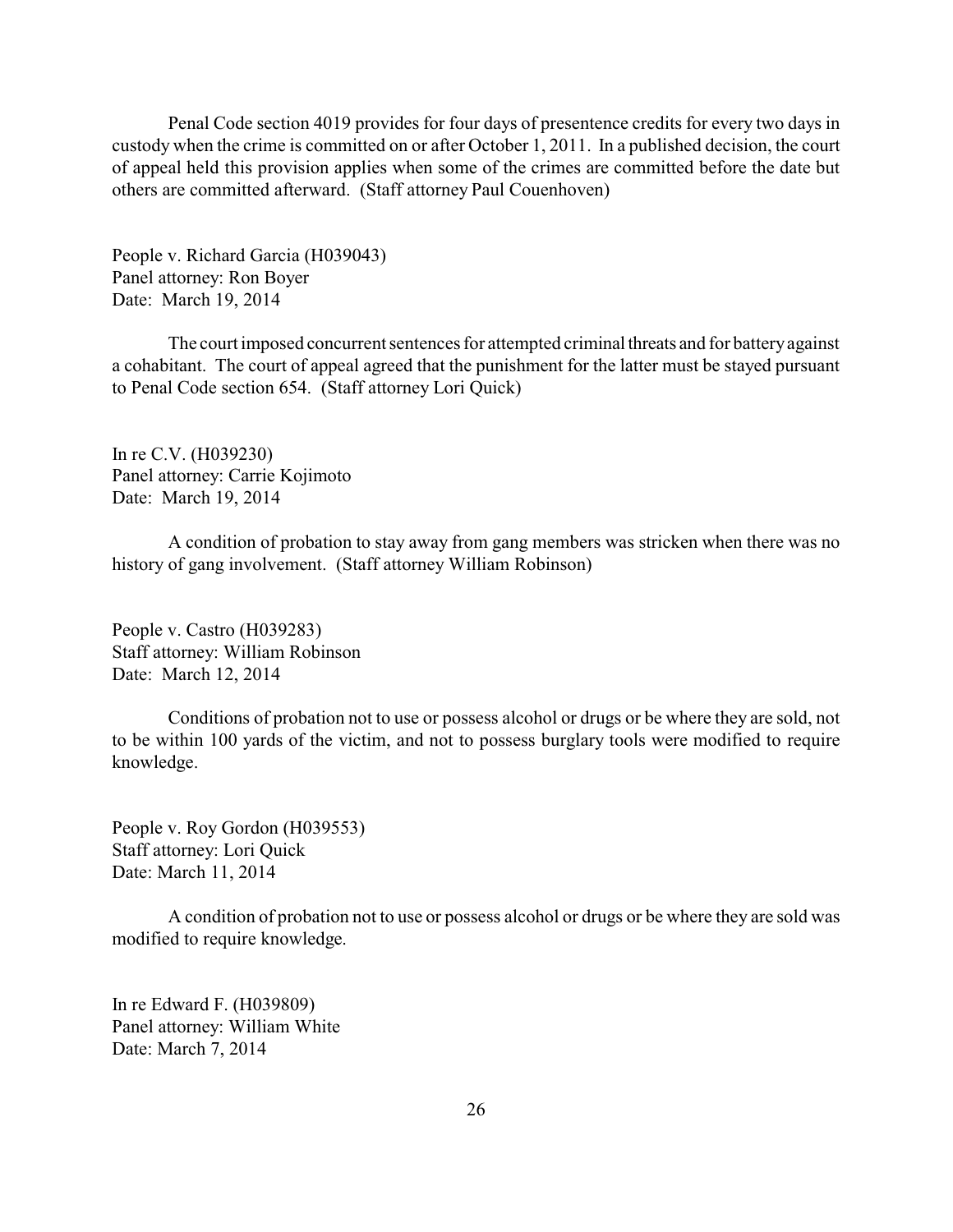Penal Code section 4019 provides for four days of presentence credits for every two days in custody when the crime is committed on or after October 1, 2011. In a published decision, the court of appeal held this provision applies when some of the crimes are committed before the date but others are committed afterward. (Staff attorney Paul Couenhoven)

People v. Richard Garcia (H039043)
Panel attorney: Ron Boyer
Date: March 19, 2014

The court imposed concurrent sentences for attempted criminal threats and for battery against a cohabitant. The court of appeal agreed that the punishment for the latter must be stayed pursuant to Penal Code section 654. (Staff attorney Lori Quick)

In re C.V. (H039230)
Panel attorney: Carrie Kojimoto
Date: March 19, 2014

A condition of probation to stay away from gang members was stricken when there was no history of gang involvement. (Staff attorney William Robinson)

People v. Castro (H039283)
Staff attorney: William Robinson
Date: March 12, 2014

Conditions of probation not to use or possess alcohol or drugs or be where they are sold, not to be within 100 yards of the victim, and not to possess burglary tools were modified to require knowledge.

People v. Roy Gordon (H039553)
Staff attorney: Lori Quick
Date: March 11, 2014

A condition of probation not to use or possess alcohol or drugs or be where they are sold was modified to require knowledge.

In re Edward F. (H039809)
Panel attorney: William White
Date: March 7, 2014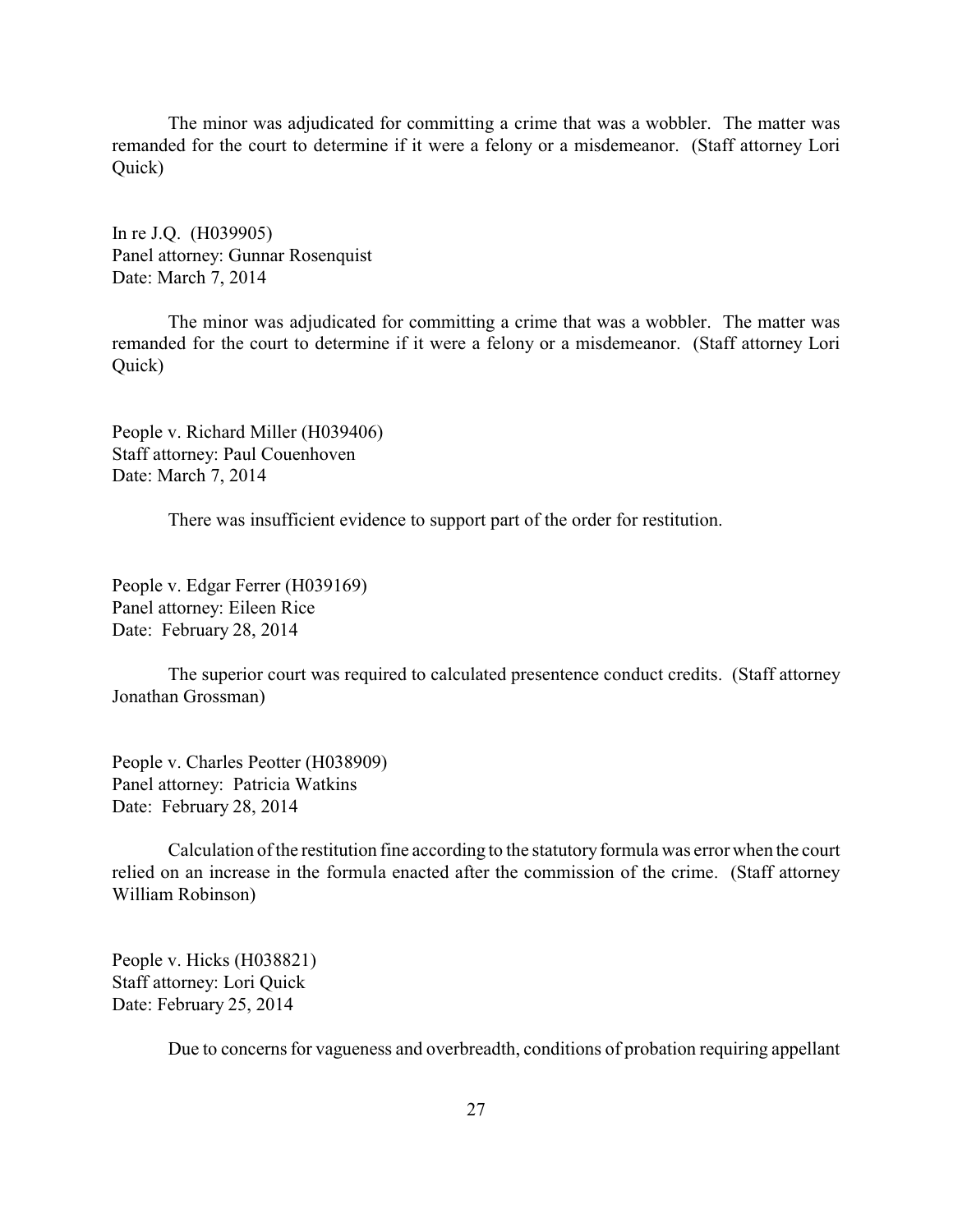The minor was adjudicated for committing a crime that was a wobbler. The matter was remanded for the court to determine if it were a felony or a misdemeanor. (Staff attorney Lori Quick)

In re J.Q. (H039905)
Panel attorney: Gunnar Rosenquist
Date: March 7, 2014

The minor was adjudicated for committing a crime that was a wobbler. The matter was remanded for the court to determine if it were a felony or a misdemeanor. (Staff attorney Lori Quick)

People v. Richard Miller (H039406)
Staff attorney: Paul Couenhoven
Date: March 7, 2014

There was insufficient evidence to support part of the order for restitution.

People v. Edgar Ferrer (H039169)
Panel attorney: Eileen Rice
Date: February 28, 2014

The superior court was required to calculated presentence conduct credits. (Staff attorney Jonathan Grossman)

People v. Charles Peotter (H038909)
Panel attorney: Patricia Watkins
Date: February 28, 2014

Calculation of the restitution fine according to the statutory formula was error when the court relied on an increase in the formula enacted after the commission of the crime. (Staff attorney William Robinson)

People v. Hicks (H038821)
Staff attorney: Lori Quick
Date: February 25, 2014

Due to concerns for vagueness and overbreadth, conditions of probation requiring appellant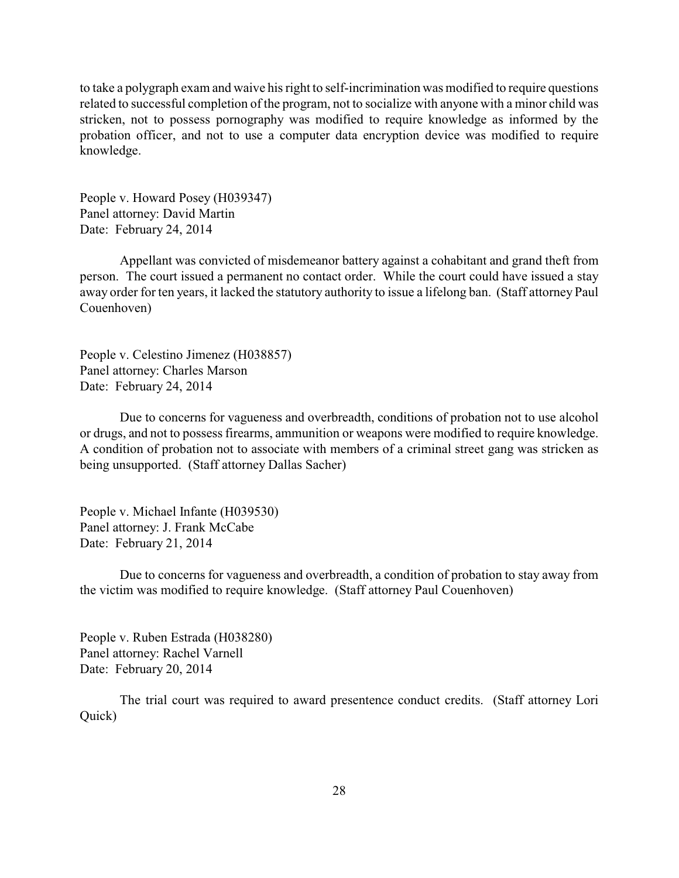to take a polygraph exam and waive his right to self-incrimination was modified to require questions related to successful completion of the program, not to socialize with anyone with a minor child was stricken, not to possess pornography was modified to require knowledge as informed by the probation officer, and not to use a computer data encryption device was modified to require knowledge.

People v. Howard Posey (H039347)
Panel attorney: David Martin
Date: February 24, 2014

Appellant was convicted of misdemeanor battery against a cohabitant and grand theft from person. The court issued a permanent no contact order. While the court could have issued a stay away order for ten years, it lacked the statutory authority to issue a lifelong ban. (Staff attorney Paul Couenhoven)

People v. Celestino Jimenez (H038857)
Panel attorney: Charles Marson
Date: February 24, 2014

Due to concerns for vagueness and overbreadth, conditions of probation not to use alcohol or drugs, and not to possess firearms, ammunition or weapons were modified to require knowledge. A condition of probation not to associate with members of a criminal street gang was stricken as being unsupported. (Staff attorney Dallas Sacher)

People v. Michael Infante (H039530)
Panel attorney: J. Frank McCabe
Date: February 21, 2014

Due to concerns for vagueness and overbreadth, a condition of probation to stay away from the victim was modified to require knowledge. (Staff attorney Paul Couenhoven)

People v. Ruben Estrada (H038280)
Panel attorney: Rachel Varnell
Date: February 20, 2014

The trial court was required to award presentence conduct credits. (Staff attorney Lori Quick)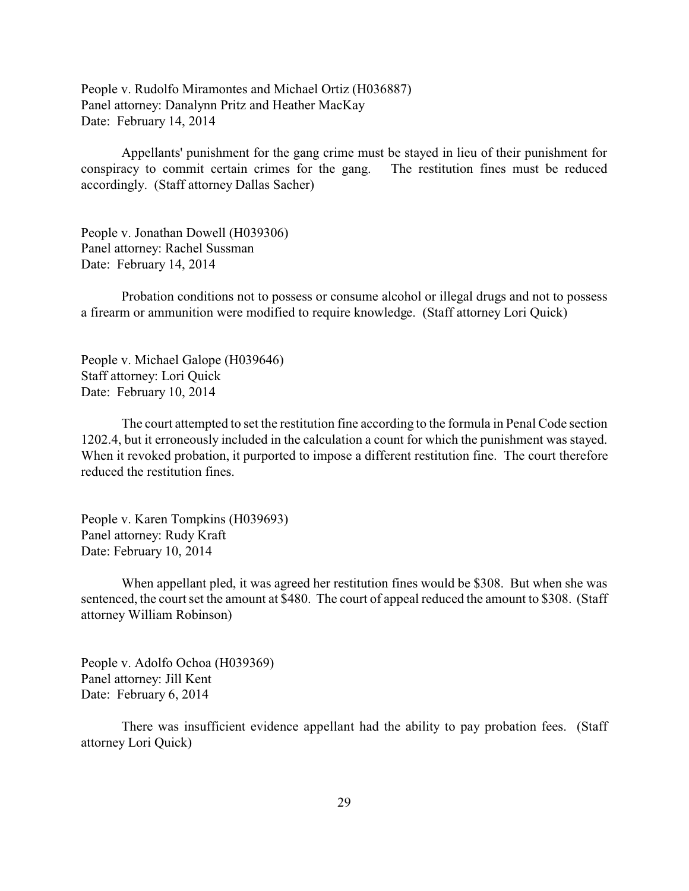People v. Rudolfo Miramontes and Michael Ortiz (H036887)
Panel attorney: Danalynn Pritz and Heather MacKay
Date: February 14, 2014

Appellants' punishment for the gang crime must be stayed in lieu of their punishment for conspiracy to commit certain crimes for the gang. The restitution fines must be reduced accordingly. (Staff attorney Dallas Sacher)

People v. Jonathan Dowell (H039306)
Panel attorney: Rachel Sussman
Date: February 14, 2014

Probation conditions not to possess or consume alcohol or illegal drugs and not to possess a firearm or ammunition were modified to require knowledge. (Staff attorney Lori Quick)

People v. Michael Galope (H039646)
Staff attorney: Lori Quick
Date: February 10, 2014

The court attempted to set the restitution fine according to the formula in Penal Code section 1202.4, but it erroneously included in the calculation a count for which the punishment was stayed. When it revoked probation, it purported to impose a different restitution fine. The court therefore reduced the restitution fines.

People v. Karen Tompkins (H039693)
Panel attorney: Rudy Kraft
Date: February 10, 2014

When appellant pled, it was agreed her restitution fines would be $308. But when she was sentenced, the court set the amount at $480. The court of appeal reduced the amount to $308. (Staff attorney William Robinson)

People v. Adolfo Ochoa (H039369)
Panel attorney: Jill Kent
Date: February 6, 2014

There was insufficient evidence appellant had the ability to pay probation fees. (Staff attorney Lori Quick)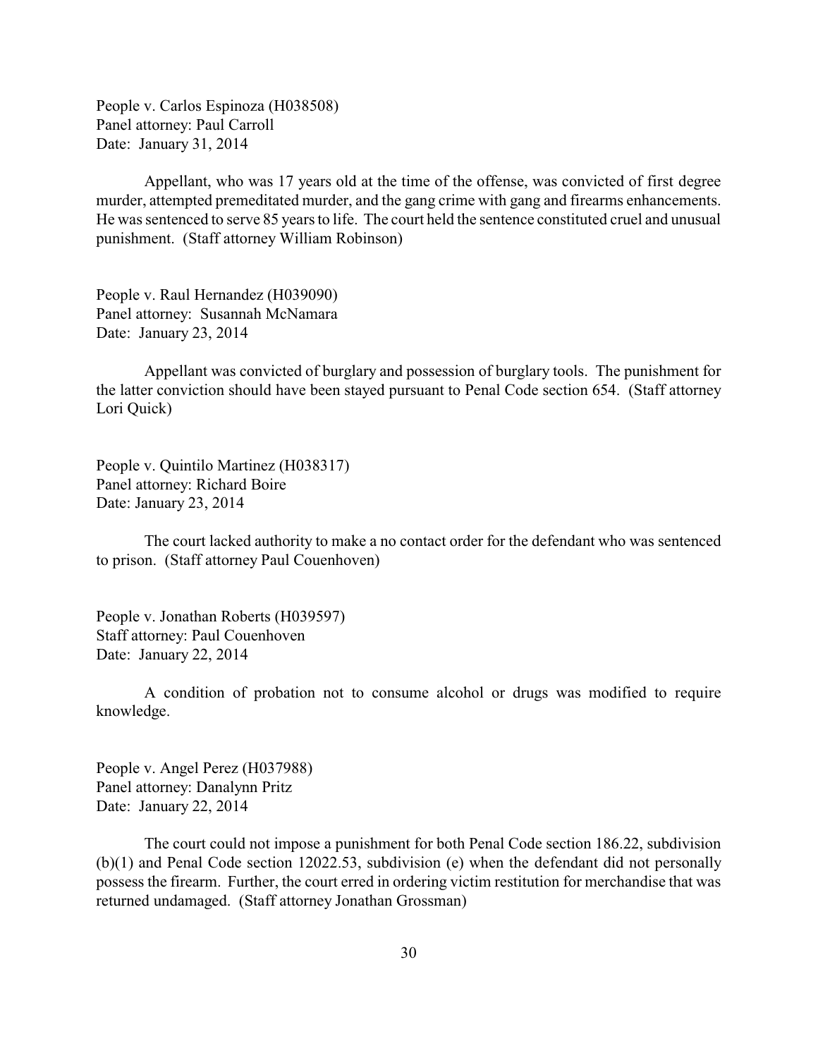People v. Carlos Espinoza (H038508)
Panel attorney: Paul Carroll
Date: January 31, 2014

Appellant, who was 17 years old at the time of the offense, was convicted of first degree murder, attempted premeditated murder, and the gang crime with gang and firearms enhancements. He was sentenced to serve 85 years to life. The court held the sentence constituted cruel and unusual punishment. (Staff attorney William Robinson)

People v. Raul Hernandez (H039090)
Panel attorney: Susannah McNamara
Date: January 23, 2014

Appellant was convicted of burglary and possession of burglary tools. The punishment for the latter conviction should have been stayed pursuant to Penal Code section 654. (Staff attorney Lori Quick)

People v. Quintilo Martinez (H038317)
Panel attorney: Richard Boire
Date: January 23, 2014

The court lacked authority to make a no contact order for the defendant who was sentenced to prison. (Staff attorney Paul Couenhoven)

People v. Jonathan Roberts (H039597)
Staff attorney: Paul Couenhoven
Date: January 22, 2014

A condition of probation not to consume alcohol or drugs was modified to require knowledge.

People v. Angel Perez (H037988)
Panel attorney: Danalynn Pritz
Date: January 22, 2014

The court could not impose a punishment for both Penal Code section 186.22, subdivision (b)(1) and Penal Code section 12022.53, subdivision (e) when the defendant did not personally possess the firearm. Further, the court erred in ordering victim restitution for merchandise that was returned undamaged. (Staff attorney Jonathan Grossman)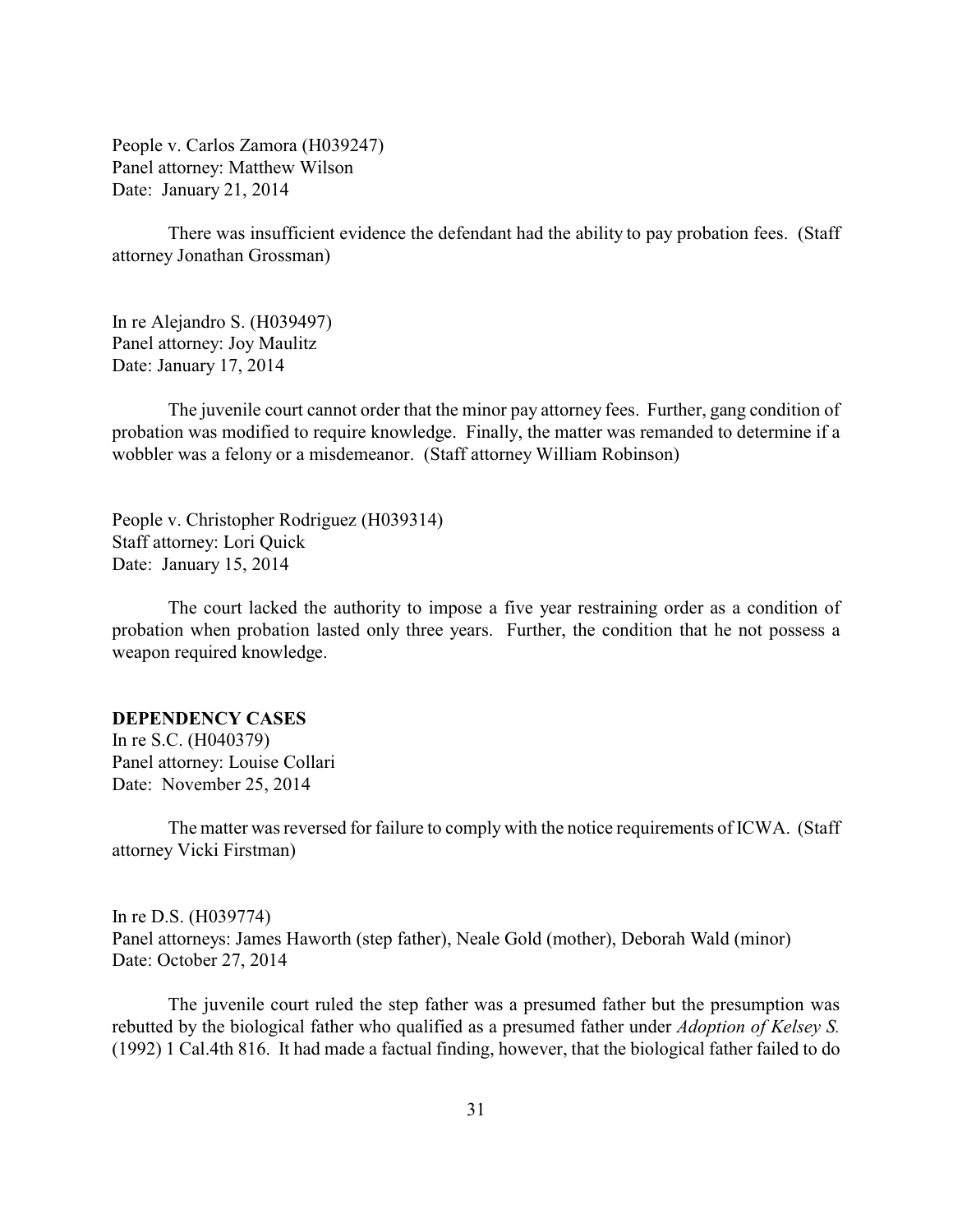People v. Carlos Zamora (H039247)
Panel attorney: Matthew Wilson
Date: January 21, 2014

There was insufficient evidence the defendant had the ability to pay probation fees. (Staff attorney Jonathan Grossman)

In re Alejandro S. (H039497)
Panel attorney: Joy Maulitz
Date: January 17, 2014

The juvenile court cannot order that the minor pay attorney fees. Further, gang condition of probation was modified to require knowledge. Finally, the matter was remanded to determine if a wobbler was a felony or a misdemeanor. (Staff attorney William Robinson)

People v. Christopher Rodriguez (H039314)
Staff attorney: Lori Quick
Date: January 15, 2014

The court lacked the authority to impose a five year restraining order as a condition of probation when probation lasted only three years. Further, the condition that he not possess a weapon required knowledge.

**DEPENDENCY CASES**

In re S.C. (H040379)
Panel attorney: Louise Collari
Date: November 25, 2014

The matter was reversed for failure to comply with the notice requirements of ICWA. (Staff attorney Vicki Firstman)

In re D.S. (H039774)
Panel attorneys: James Haworth (step father), Neale Gold (mother), Deborah Wald (minor)
Date: October 27, 2014

The juvenile court ruled the step father was a presumed father but the presumption was rebutted by the biological father who qualified as a presumed father under *Adoption of Kelsey S.* (1992) 1 Cal.4th 816. It had made a factual finding, however, that the biological father failed to do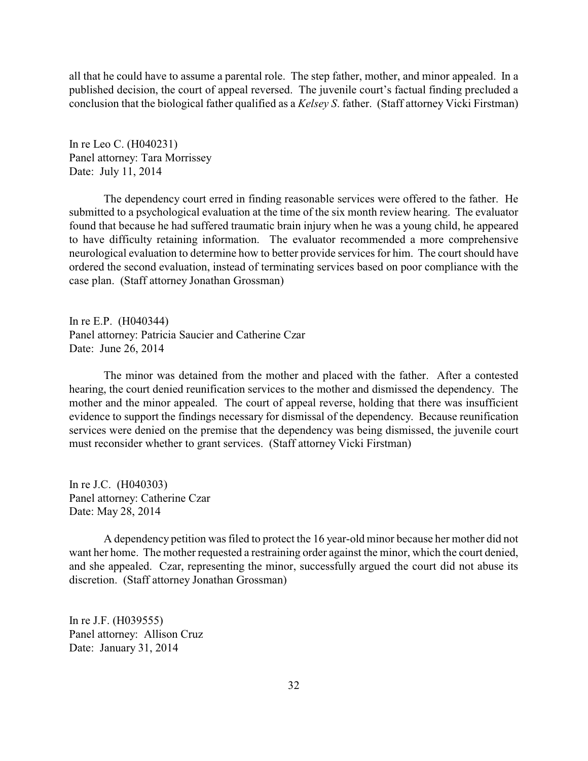all that he could have to assume a parental role. The step father, mother, and minor appealed. In a published decision, the court of appeal reversed. The juvenile court's factual finding precluded a conclusion that the biological father qualified as a *Kelsey S.* father. (Staff attorney Vicki Firstman)

In re Leo C. (H040231)
Panel attorney: Tara Morrissey
Date: July 11, 2014

The dependency court erred in finding reasonable services were offered to the father. He submitted to a psychological evaluation at the time of the six month review hearing. The evaluator found that because he had suffered traumatic brain injury when he was a young child, he appeared to have difficulty retaining information. The evaluator recommended a more comprehensive neurological evaluation to determine how to better provide services for him. The court should have ordered the second evaluation, instead of terminating services based on poor compliance with the case plan. (Staff attorney Jonathan Grossman)

In re E.P. (H040344)
Panel attorney: Patricia Saucier and Catherine Czar
Date: June 26, 2014

The minor was detained from the mother and placed with the father. After a contested hearing, the court denied reunification services to the mother and dismissed the dependency. The mother and the minor appealed. The court of appeal reverse, holding that there was insufficient evidence to support the findings necessary for dismissal of the dependency. Because reunification services were denied on the premise that the dependency was being dismissed, the juvenile court must reconsider whether to grant services. (Staff attorney Vicki Firstman)

In re J.C. (H040303)
Panel attorney: Catherine Czar
Date: May 28, 2014

A dependency petition was filed to protect the 16 year-old minor because her mother did not want her home. The mother requested a restraining order against the minor, which the court denied, and she appealed. Czar, representing the minor, successfully argued the court did not abuse its discretion. (Staff attorney Jonathan Grossman)

In re J.F. (H039555)
Panel attorney: Allison Cruz
Date: January 31, 2014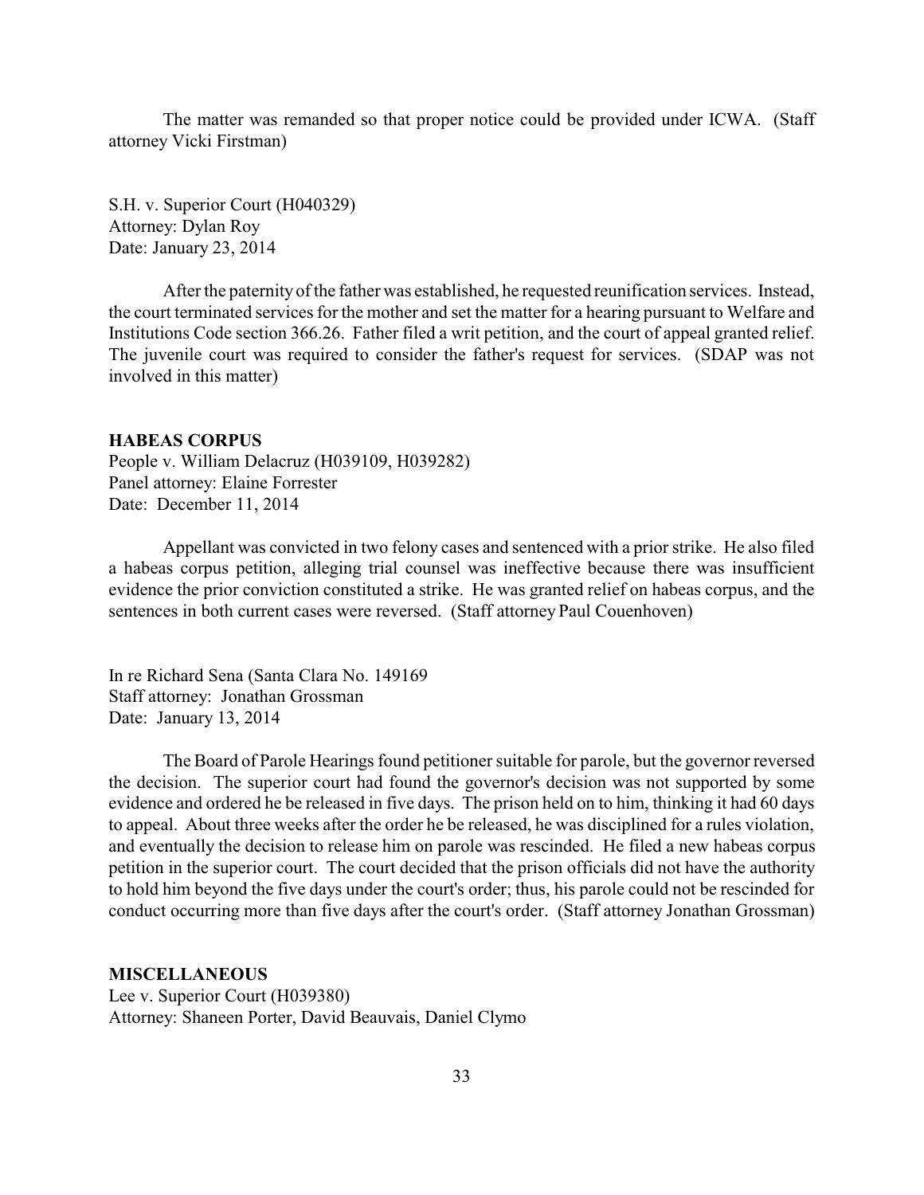The matter was remanded so that proper notice could be provided under ICWA. (Staff attorney Vicki Firstman)

S.H. v. Superior Court (H040329)
Attorney: Dylan Roy
Date: January 23, 2014

After the paternity of the father was established, he requested reunification services. Instead, the court terminated services for the mother and set the matter for a hearing pursuant to Welfare and Institutions Code section 366.26. Father filed a writ petition, and the court of appeal granted relief. The juvenile court was required to consider the father's request for services. (SDAP was not involved in this matter)

**HABEAS CORPUS**
People v. William Delacruz (H039109, H039282)
Panel attorney: Elaine Forrester
Date: December 11, 2014

Appellant was convicted in two felony cases and sentenced with a prior strike. He also filed a habeas corpus petition, alleging trial counsel was ineffective because there was insufficient evidence the prior conviction constituted a strike. He was granted relief on habeas corpus, and the sentences in both current cases were reversed. (Staff attorney Paul Couenhoven)

In re Richard Sena (Santa Clara No. 149169
Staff attorney: Jonathan Grossman
Date: January 13, 2014

The Board of Parole Hearings found petitioner suitable for parole, but the governor reversed the decision. The superior court had found the governor's decision was not supported by some evidence and ordered he be released in five days. The prison held on to him, thinking it had 60 days to appeal. About three weeks after the order he be released, he was disciplined for a rules violation, and eventually the decision to release him on parole was rescinded. He filed a new habeas corpus petition in the superior court. The court decided that the prison officials did not have the authority to hold him beyond the five days under the court's order; thus, his parole could not be rescinded for conduct occurring more than five days after the court's order. (Staff attorney Jonathan Grossman)

**MISCELLANEOUS**
Lee v. Superior Court (H039380)
Attorney: Shaneen Porter, David Beauvais, Daniel Clymo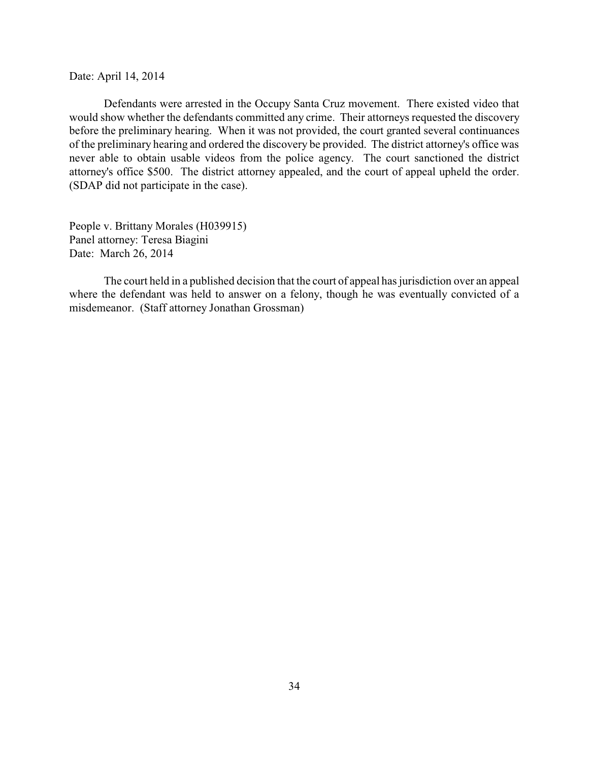Date: April 14, 2014

Defendants were arrested in the Occupy Santa Cruz movement. There existed video that would show whether the defendants committed any crime. Their attorneys requested the discovery before the preliminary hearing. When it was not provided, the court granted several continuances of the preliminary hearing and ordered the discovery be provided. The district attorney's office was never able to obtain usable videos from the police agency. The court sanctioned the district attorney's office $500. The district attorney appealed, and the court of appeal upheld the order. (SDAP did not participate in the case).

People v. Brittany Morales (H039915)
Panel attorney: Teresa Biagini
Date: March 26, 2014

The court held in a published decision that the court of appeal has jurisdiction over an appeal where the defendant was held to answer on a felony, though he was eventually convicted of a misdemeanor. (Staff attorney Jonathan Grossman)